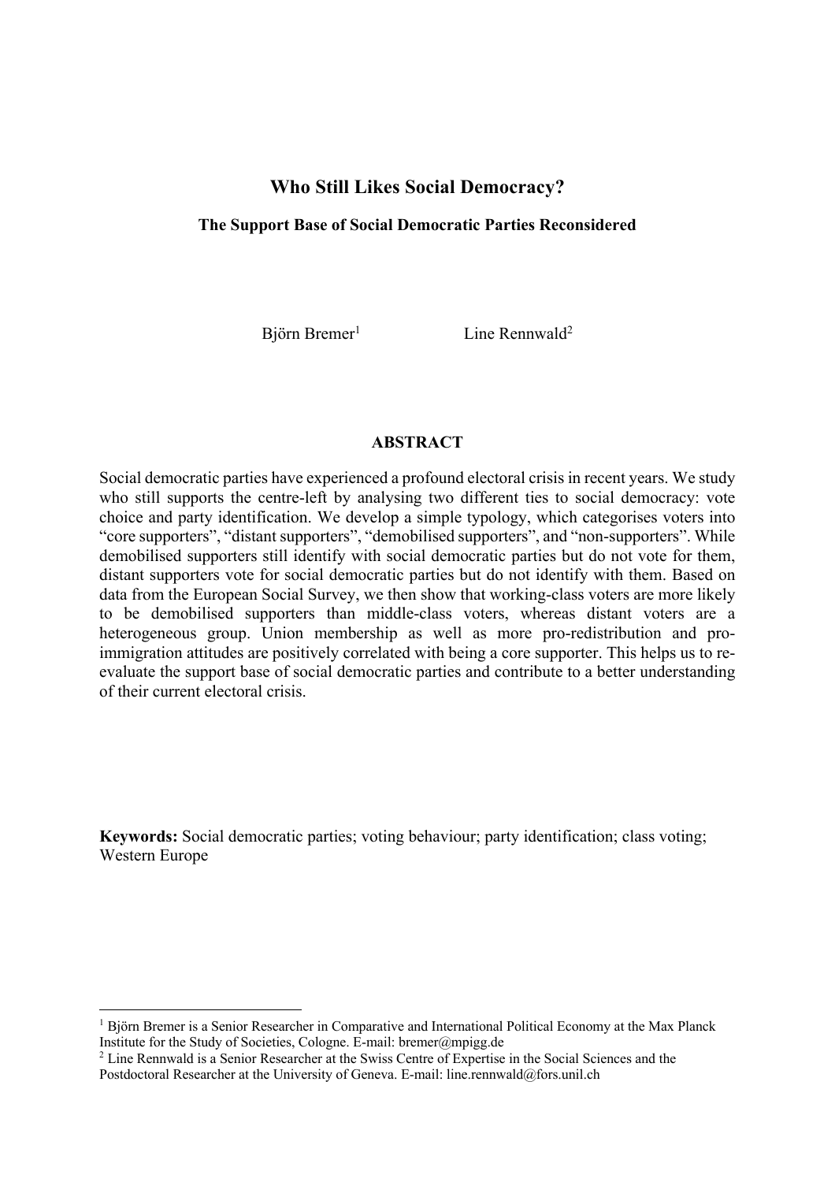# Who Still Likes Social Democracy?

### The Support Base of Social Democratic Parties Reconsidered

Björn Bremer[1] Line Rennwald[2]

## ABSTRACT

Social democratic parties have experienced a profound electoral crisis in recent years. We study who still supports the centre-left by analysing two different ties to social democracy: vote choice and party identification. We develop a simple typology, which categorises voters into "core supporters", "distant supporters", "demobilised supporters", and "non-supporters". While demobilised supporters still identify with social democratic parties but do not vote for them, distant supporters vote for social democratic parties but do not identify with them. Based on data from the European Social Survey, we then show that working-class voters are more likely to be demobilised supporters than middle-class voters, whereas distant voters are a heterogeneous group. Union membership as well as more pro-redistribution and pro-immigration attitudes are positively correlated with being a core supporter. This helps us to re-evaluate the support base of social democratic parties and contribute to a better understanding of their current electoral crisis.

**Keywords:** Social democratic parties; voting behaviour; party identification; class voting; Western Europe

---

[1] Björn Bremer is a Senior Researcher in Comparative and International Political Economy at the Max Planck Institute for the Study of Societies, Cologne. E-mail: bremer@mpigg.de

[2] Line Rennwald is a Senior Researcher at the Swiss Centre of Expertise in the Social Sciences and the Postdoctoral Researcher at the University of Geneva. E-mail: line.rennwald@fors.unil.ch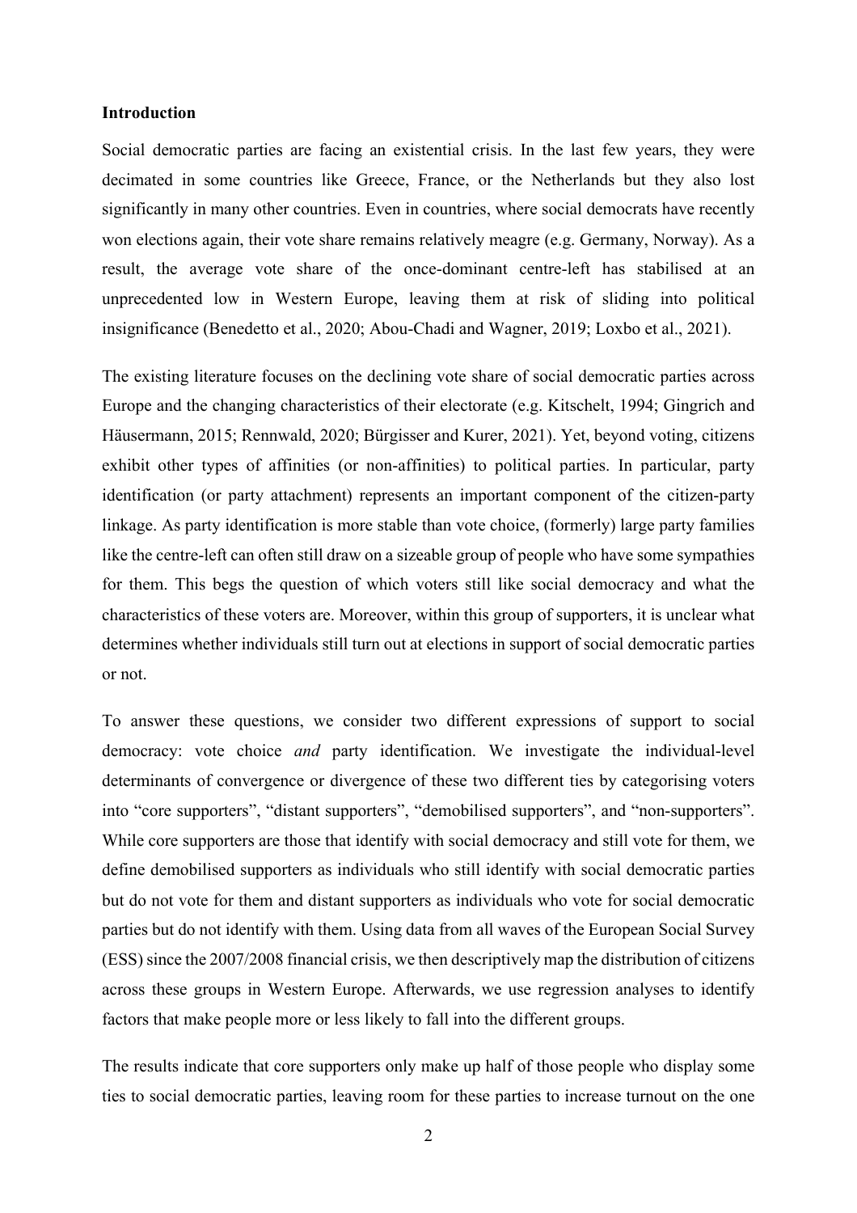# Introduction

Social democratic parties are facing an existential crisis. In the last few years, they were decimated in some countries like Greece, France, or the Netherlands but they also lost significantly in many other countries. Even in countries, where social democrats have recently won elections again, their vote share remains relatively meagre (e.g. Germany, Norway). As a result, the average vote share of the once-dominant centre-left has stabilised at an unprecedented low in Western Europe, leaving them at risk of sliding into political insignificance (Benedetto et al., 2020; Abou-Chadi and Wagner, 2019; Loxbo et al., 2021).

The existing literature focuses on the declining vote share of social democratic parties across Europe and the changing characteristics of their electorate (e.g. Kitschelt, 1994; Gingrich and Häusermann, 2015; Rennwald, 2020; Bürgisser and Kurer, 2021). Yet, beyond voting, citizens exhibit other types of affinities (or non-affinities) to political parties. In particular, party identification (or party attachment) represents an important component of the citizen-party linkage. As party identification is more stable than vote choice, (formerly) large party families like the centre-left can often still draw on a sizeable group of people who have some sympathies for them. This begs the question of which voters still like social democracy and what the characteristics of these voters are. Moreover, within this group of supporters, it is unclear what determines whether individuals still turn out at elections in support of social democratic parties or not.

To answer these questions, we consider two different expressions of support to social democracy: vote choice *and* party identification. We investigate the individual-level determinants of convergence or divergence of these two different ties by categorising voters into "core supporters", "distant supporters", "demobilised supporters", and "non-supporters". While core supporters are those that identify with social democracy and still vote for them, we define demobilised supporters as individuals who still identify with social democratic parties but do not vote for them and distant supporters as individuals who vote for social democratic parties but do not identify with them. Using data from all waves of the European Social Survey (ESS) since the 2007/2008 financial crisis, we then descriptively map the distribution of citizens across these groups in Western Europe. Afterwards, we use regression analyses to identify factors that make people more or less likely to fall into the different groups.

The results indicate that core supporters only make up half of those people who display some ties to social democratic parties, leaving room for these parties to increase turnout on the one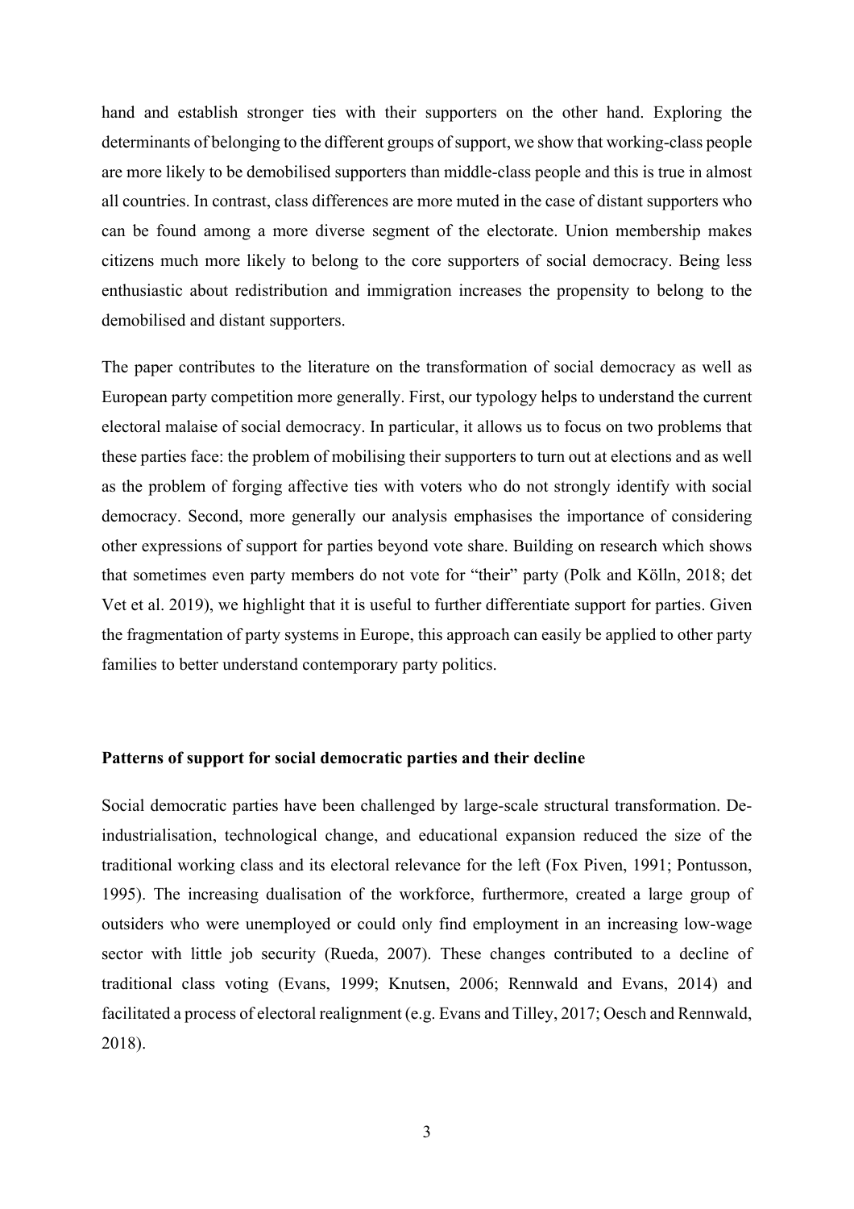hand and establish stronger ties with their supporters on the other hand. Exploring the determinants of belonging to the different groups of support, we show that working-class people are more likely to be demobilised supporters than middle-class people and this is true in almost all countries. In contrast, class differences are more muted in the case of distant supporters who can be found among a more diverse segment of the electorate. Union membership makes citizens much more likely to belong to the core supporters of social democracy. Being less enthusiastic about redistribution and immigration increases the propensity to belong to the demobilised and distant supporters.

The paper contributes to the literature on the transformation of social democracy as well as European party competition more generally. First, our typology helps to understand the current electoral malaise of social democracy. In particular, it allows us to focus on two problems that these parties face: the problem of mobilising their supporters to turn out at elections and as well as the problem of forging affective ties with voters who do not strongly identify with social democracy. Second, more generally our analysis emphasises the importance of considering other expressions of support for parties beyond vote share. Building on research which shows that sometimes even party members do not vote for "their" party (Polk and Kölln, 2018; det Vet et al. 2019), we highlight that it is useful to further differentiate support for parties. Given the fragmentation of party systems in Europe, this approach can easily be applied to other party families to better understand contemporary party politics.

## Patterns of support for social democratic parties and their decline

Social democratic parties have been challenged by large-scale structural transformation. De-industrialisation, technological change, and educational expansion reduced the size of the traditional working class and its electoral relevance for the left (Fox Piven, 1991; Pontusson, 1995). The increasing dualisation of the workforce, furthermore, created a large group of outsiders who were unemployed or could only find employment in an increasing low-wage sector with little job security (Rueda, 2007). These changes contributed to a decline of traditional class voting (Evans, 1999; Knutsen, 2006; Rennwald and Evans, 2014) and facilitated a process of electoral realignment (e.g. Evans and Tilley, 2017; Oesch and Rennwald, 2018).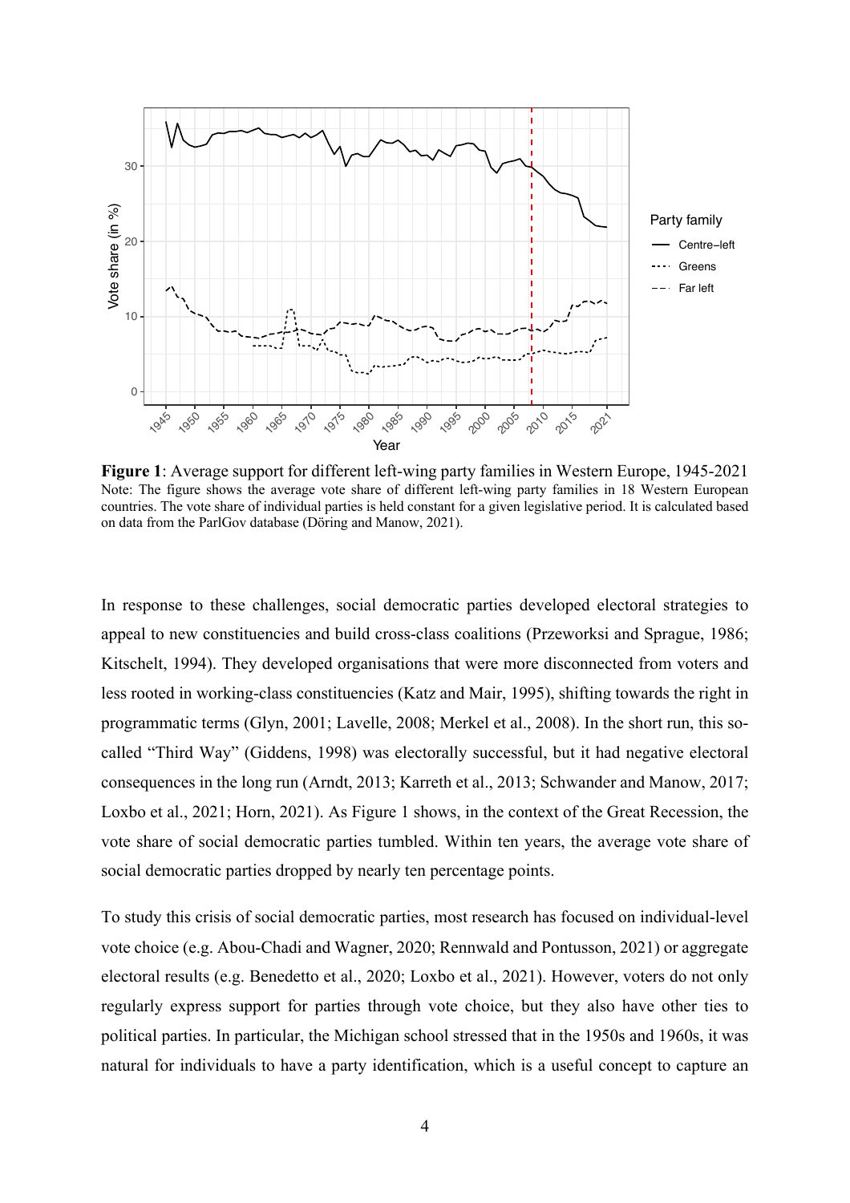**Figure 1**: Average support for different left-wing party families in Western Europe, 1945-2021
Note: The figure shows the average vote share of different left-wing party families in 18 Western European countries. The vote share of individual parties is held constant for a given legislative period. It is calculated based on data from the ParlGov database (Döring and Manow, 2021).

In response to these challenges, social democratic parties developed electoral strategies to appeal to new constituencies and build cross-class coalitions (Przeworksi and Sprague, 1986; Kitschelt, 1994). They developed organisations that were more disconnected from voters and less rooted in working-class constituencies (Katz and Mair, 1995), shifting towards the right in programmatic terms (Glyn, 2001; Lavelle, 2008; Merkel et al., 2008). In the short run, this so-called "Third Way" (Giddens, 1998) was electorally successful, but it had negative electoral consequences in the long run (Arndt, 2013; Karreth et al., 2013; Schwander and Manow, 2017; Loxbo et al., 2021; Horn, 2021). As Figure 1 shows, in the context of the Great Recession, the vote share of social democratic parties tumbled. Within ten years, the average vote share of social democratic parties dropped by nearly ten percentage points.

To study this crisis of social democratic parties, most research has focused on individual-level vote choice (e.g. Abou-Chadi and Wagner, 2020; Rennwald and Pontusson, 2021) or aggregate electoral results (e.g. Benedetto et al., 2020; Loxbo et al., 2021). However, voters do not only regularly express support for parties through vote choice, but they also have other ties to political parties. In particular, the Michigan school stressed that in the 1950s and 1960s, it was natural for individuals to have a party identification, which is a useful concept to capture an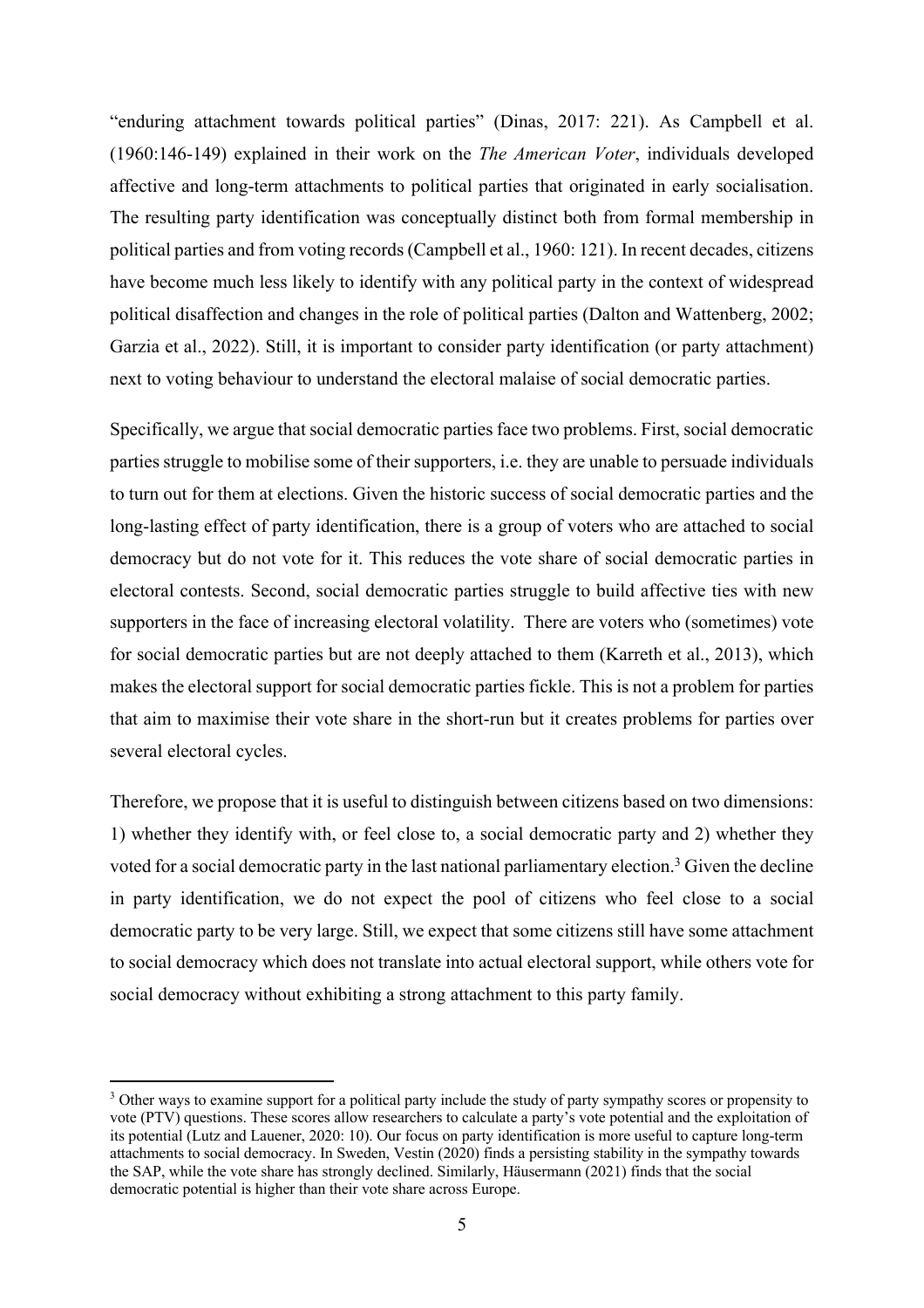"enduring attachment towards political parties" (Dinas, 2017: 221). As Campbell et al. (1960:146-149) explained in their work on the *The American Voter*, individuals developed affective and long-term attachments to political parties that originated in early socialisation. The resulting party identification was conceptually distinct both from formal membership in political parties and from voting records (Campbell et al., 1960: 121). In recent decades, citizens have become much less likely to identify with any political party in the context of widespread political disaffection and changes in the role of political parties (Dalton and Wattenberg, 2002; Garzia et al., 2022). Still, it is important to consider party identification (or party attachment) next to voting behaviour to understand the electoral malaise of social democratic parties.

Specifically, we argue that social democratic parties face two problems. First, social democratic parties struggle to mobilise some of their supporters, i.e. they are unable to persuade individuals to turn out for them at elections. Given the historic success of social democratic parties and the long-lasting effect of party identification, there is a group of voters who are attached to social democracy but do not vote for it. This reduces the vote share of social democratic parties in electoral contests. Second, social democratic parties struggle to build affective ties with new supporters in the face of increasing electoral volatility. There are voters who (sometimes) vote for social democratic parties but are not deeply attached to them (Karreth et al., 2013), which makes the electoral support for social democratic parties fickle. This is not a problem for parties that aim to maximise their vote share in the short-run but it creates problems for parties over several electoral cycles.

Therefore, we propose that it is useful to distinguish between citizens based on two dimensions: 1) whether they identify with, or feel close to, a social democratic party and 2) whether they voted for a social democratic party in the last national parliamentary election.[3] Given the decline in party identification, we do not expect the pool of citizens who feel close to a social democratic party to be very large. Still, we expect that some citizens still have some attachment to social democracy which does not translate into actual electoral support, while others vote for social democracy without exhibiting a strong attachment to this party family.

[3] Other ways to examine support for a political party include the study of party sympathy scores or propensity to vote (PTV) questions. These scores allow researchers to calculate a party's vote potential and the exploitation of its potential (Lutz and Lauener, 2020: 10). Our focus on party identification is more useful to capture long-term attachments to social democracy. In Sweden, Vestin (2020) finds a persisting stability in the sympathy towards the SAP, while the vote share has strongly declined. Similarly, Häusermann (2021) finds that the social democratic potential is higher than their vote share across Europe.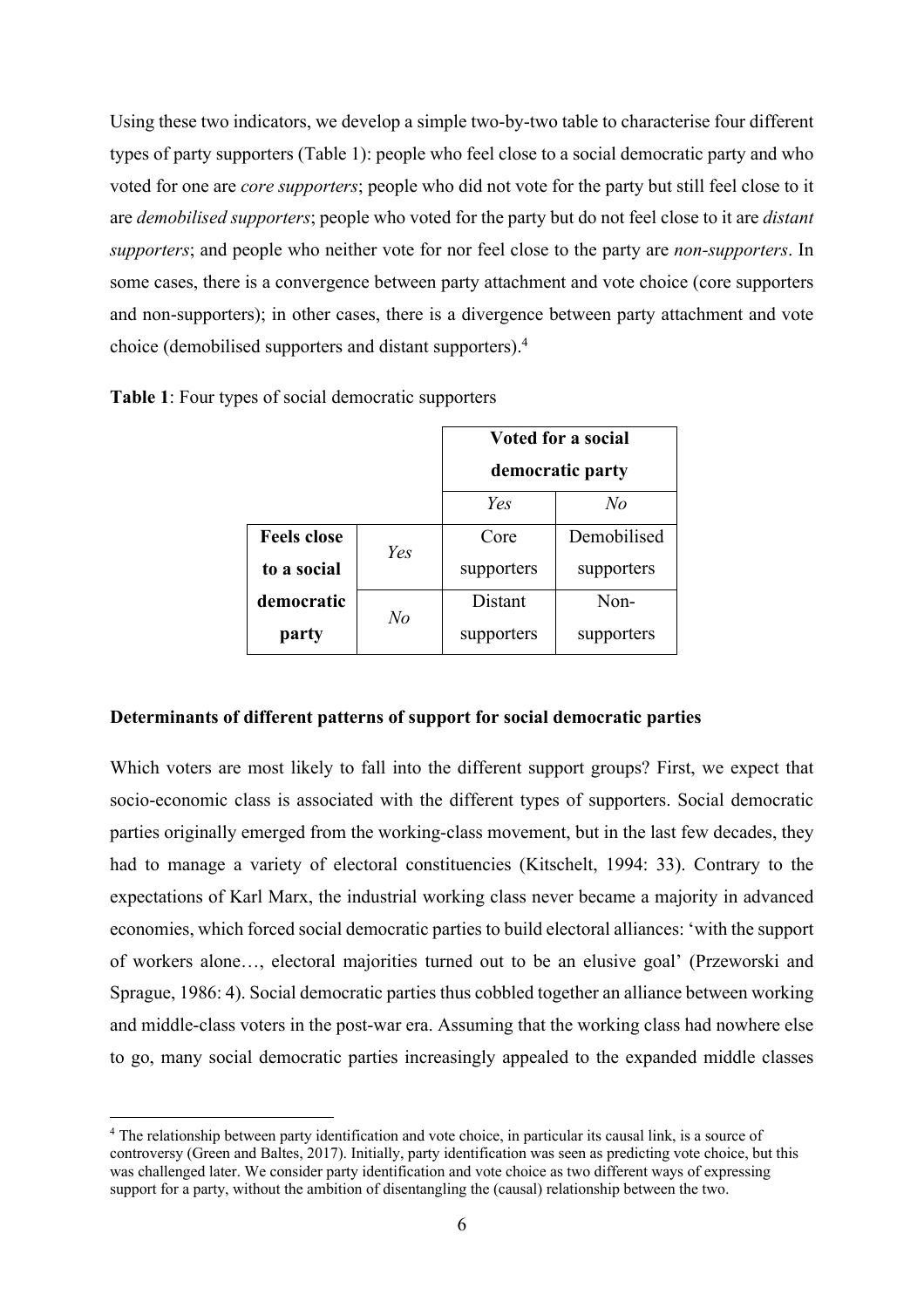Using these two indicators, we develop a simple two-by-two table to characterise four different types of party supporters (Table 1): people who feel close to a social democratic party and who voted for one are *core supporters*; people who did not vote for the party but still feel close to it are *demobilised supporters*; people who voted for the party but do not feel close to it are *distant supporters*; and people who neither vote for nor feel close to the party are *non-supporters*. In some cases, there is a convergence between party attachment and vote choice (core supporters and non-supporters); in other cases, there is a divergence between party attachment and vote choice (demobilised supporters and distant supporters).[4]

**Table 1**: Four types of social democratic supporters

| | | **Voted for a social democratic party** | |
|---|---|---|---|
| | | *Yes* | *No* |
| **Feels close to a social democratic party** | *Yes* | Core supporters | Demobilised supporters |
| | *No* | Distant supporters | Non-supporters |

**Determinants of different patterns of support for social democratic parties**

Which voters are most likely to fall into the different support groups? First, we expect that socio-economic class is associated with the different types of supporters. Social democratic parties originally emerged from the working-class movement, but in the last few decades, they had to manage a variety of electoral constituencies (Kitschelt, 1994: 33). Contrary to the expectations of Karl Marx, the industrial working class never became a majority in advanced economies, which forced social democratic parties to build electoral alliances: 'with the support of workers alone…, electoral majorities turned out to be an elusive goal' (Przeworski and Sprague, 1986: 4). Social democratic parties thus cobbled together an alliance between working and middle-class voters in the post-war era. Assuming that the working class had nowhere else to go, many social democratic parties increasingly appealed to the expanded middle classes

[4] The relationship between party identification and vote choice, in particular its causal link, is a source of controversy (Green and Baltes, 2017). Initially, party identification was seen as predicting vote choice, but this was challenged later. We consider party identification and vote choice as two different ways of expressing support for a party, without the ambition of disentangling the (causal) relationship between the two.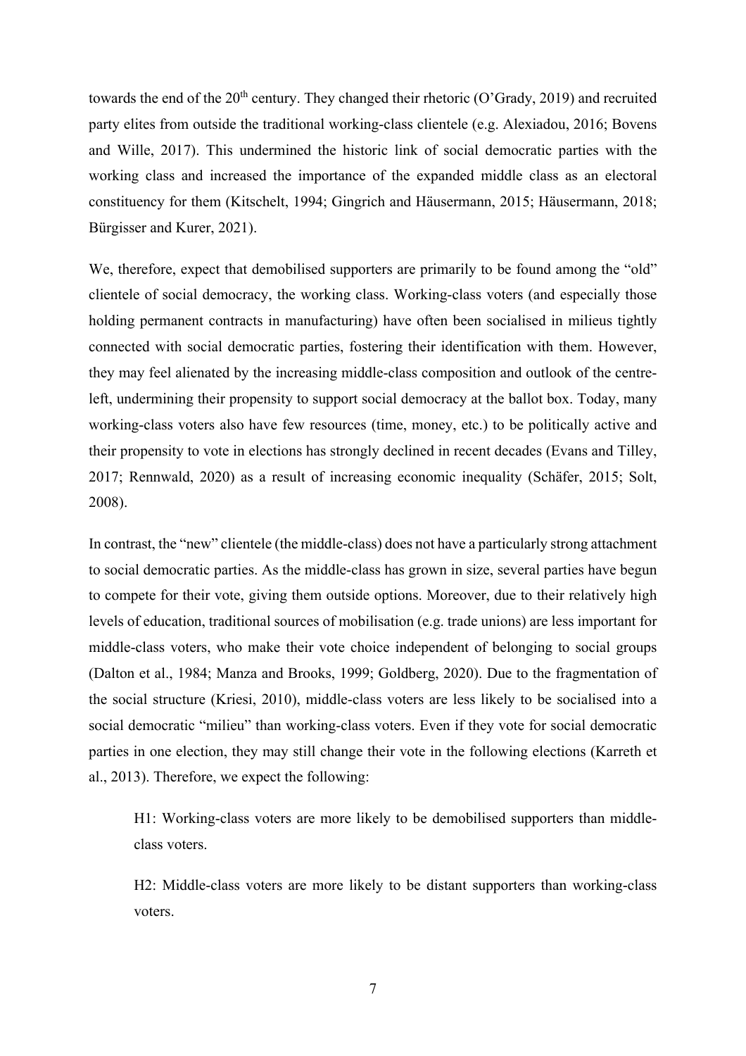towards the end of the 20th century. They changed their rhetoric (O'Grady, 2019) and recruited party elites from outside the traditional working-class clientele (e.g. Alexiadou, 2016; Bovens and Wille, 2017). This undermined the historic link of social democratic parties with the working class and increased the importance of the expanded middle class as an electoral constituency for them (Kitschelt, 1994; Gingrich and Häusermann, 2015; Häusermann, 2018; Bürgisser and Kurer, 2021).

We, therefore, expect that demobilised supporters are primarily to be found among the "old" clientele of social democracy, the working class. Working-class voters (and especially those holding permanent contracts in manufacturing) have often been socialised in milieus tightly connected with social democratic parties, fostering their identification with them. However, they may feel alienated by the increasing middle-class composition and outlook of the centre-left, undermining their propensity to support social democracy at the ballot box. Today, many working-class voters also have few resources (time, money, etc.) to be politically active and their propensity to vote in elections has strongly declined in recent decades (Evans and Tilley, 2017; Rennwald, 2020) as a result of increasing economic inequality (Schäfer, 2015; Solt, 2008).

In contrast, the "new" clientele (the middle-class) does not have a particularly strong attachment to social democratic parties. As the middle-class has grown in size, several parties have begun to compete for their vote, giving them outside options. Moreover, due to their relatively high levels of education, traditional sources of mobilisation (e.g. trade unions) are less important for middle-class voters, who make their vote choice independent of belonging to social groups (Dalton et al., 1984; Manza and Brooks, 1999; Goldberg, 2020). Due to the fragmentation of the social structure (Kriesi, 2010), middle-class voters are less likely to be socialised into a social democratic "milieu" than working-class voters. Even if they vote for social democratic parties in one election, they may still change their vote in the following elections (Karreth et al., 2013). Therefore, we expect the following:

> H1: Working-class voters are more likely to be demobilised supporters than middle-class voters.
>
> H2: Middle-class voters are more likely to be distant supporters than working-class voters.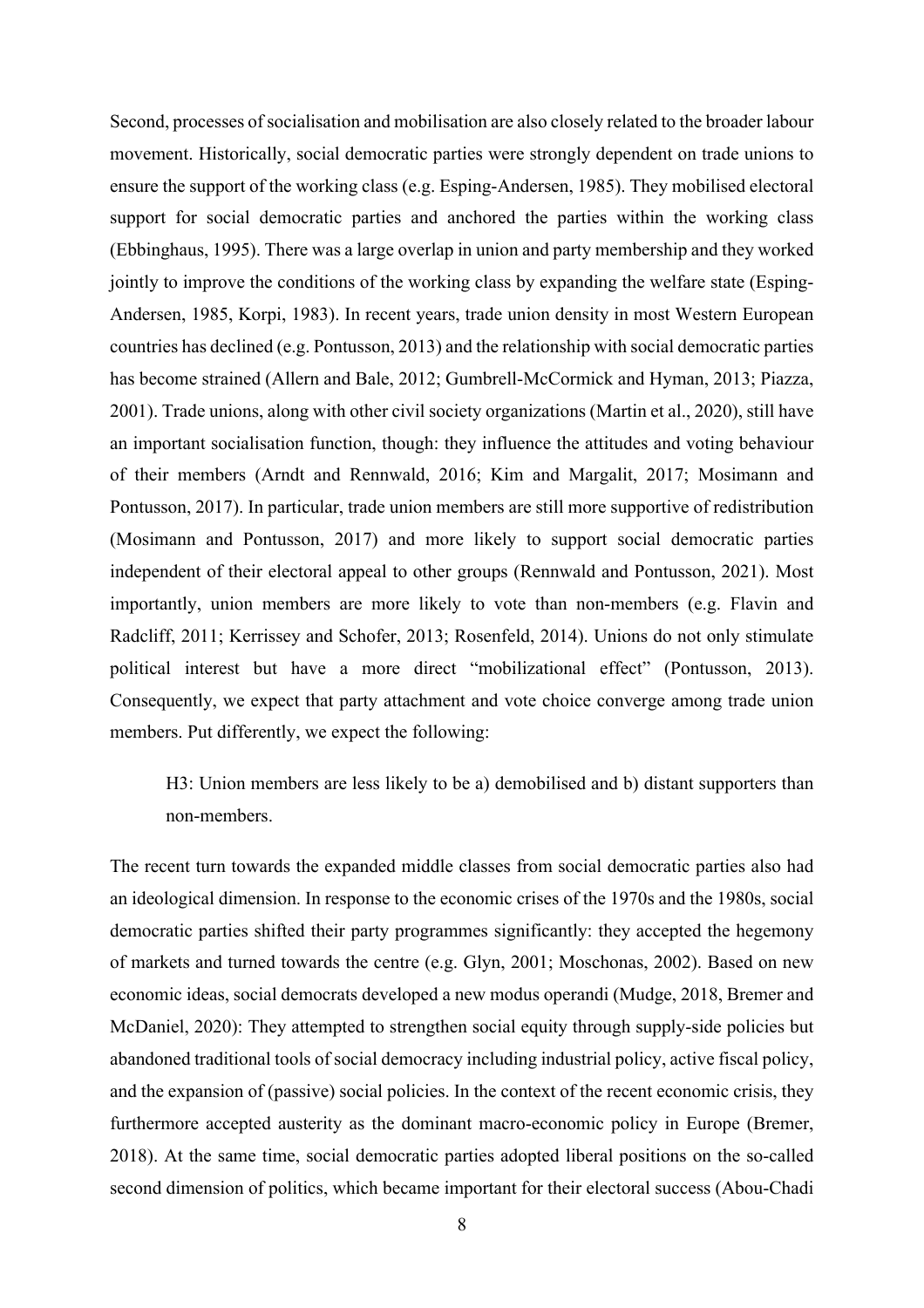Second, processes of socialisation and mobilisation are also closely related to the broader labour movement. Historically, social democratic parties were strongly dependent on trade unions to ensure the support of the working class (e.g. Esping-Andersen, 1985). They mobilised electoral support for social democratic parties and anchored the parties within the working class (Ebbinghaus, 1995). There was a large overlap in union and party membership and they worked jointly to improve the conditions of the working class by expanding the welfare state (Esping-Andersen, 1985, Korpi, 1983). In recent years, trade union density in most Western European countries has declined (e.g. Pontusson, 2013) and the relationship with social democratic parties has become strained (Allern and Bale, 2012; Gumbrell-McCormick and Hyman, 2013; Piazza, 2001). Trade unions, along with other civil society organizations (Martin et al., 2020), still have an important socialisation function, though: they influence the attitudes and voting behaviour of their members (Arndt and Rennwald, 2016; Kim and Margalit, 2017; Mosimann and Pontusson, 2017). In particular, trade union members are still more supportive of redistribution (Mosimann and Pontusson, 2017) and more likely to support social democratic parties independent of their electoral appeal to other groups (Rennwald and Pontusson, 2021). Most importantly, union members are more likely to vote than non-members (e.g. Flavin and Radcliff, 2011; Kerrissey and Schofer, 2013; Rosenfeld, 2014). Unions do not only stimulate political interest but have a more direct "mobilizational effect" (Pontusson, 2013). Consequently, we expect that party attachment and vote choice converge among trade union members. Put differently, we expect the following:

> H3: Union members are less likely to be a) demobilised and b) distant supporters than non-members.

The recent turn towards the expanded middle classes from social democratic parties also had an ideological dimension. In response to the economic crises of the 1970s and the 1980s, social democratic parties shifted their party programmes significantly: they accepted the hegemony of markets and turned towards the centre (e.g. Glyn, 2001; Moschonas, 2002). Based on new economic ideas, social democrats developed a new modus operandi (Mudge, 2018, Bremer and McDaniel, 2020): They attempted to strengthen social equity through supply-side policies but abandoned traditional tools of social democracy including industrial policy, active fiscal policy, and the expansion of (passive) social policies. In the context of the recent economic crisis, they furthermore accepted austerity as the dominant macro-economic policy in Europe (Bremer, 2018). At the same time, social democratic parties adopted liberal positions on the so-called second dimension of politics, which became important for their electoral success (Abou-Chadi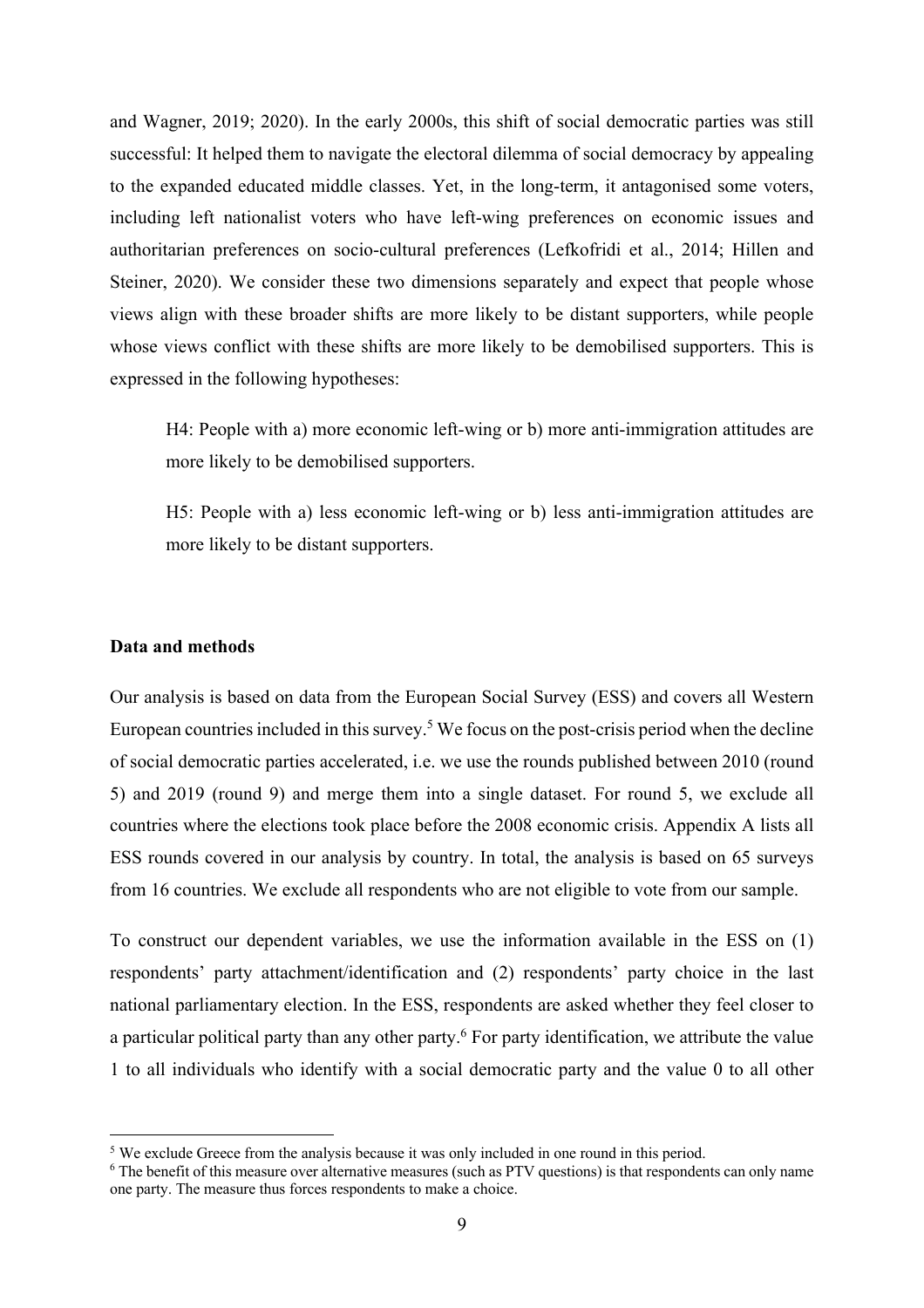and Wagner, 2019; 2020). In the early 2000s, this shift of social democratic parties was still successful: It helped them to navigate the electoral dilemma of social democracy by appealing to the expanded educated middle classes. Yet, in the long-term, it antagonised some voters, including left nationalist voters who have left-wing preferences on economic issues and authoritarian preferences on socio-cultural preferences (Lefkofridi et al., 2014; Hillen and Steiner, 2020). We consider these two dimensions separately and expect that people whose views align with these broader shifts are more likely to be distant supporters, while people whose views conflict with these shifts are more likely to be demobilised supporters. This is expressed in the following hypotheses:

> H4: People with a) more economic left-wing or b) more anti-immigration attitudes are more likely to be demobilised supporters.

> H5: People with a) less economic left-wing or b) less anti-immigration attitudes are more likely to be distant supporters.

**Data and methods**

Our analysis is based on data from the European Social Survey (ESS) and covers all Western European countries included in this survey.[5] We focus on the post-crisis period when the decline of social democratic parties accelerated, i.e. we use the rounds published between 2010 (round 5) and 2019 (round 9) and merge them into a single dataset. For round 5, we exclude all countries where the elections took place before the 2008 economic crisis. Appendix A lists all ESS rounds covered in our analysis by country. In total, the analysis is based on 65 surveys from 16 countries. We exclude all respondents who are not eligible to vote from our sample.

To construct our dependent variables, we use the information available in the ESS on (1) respondents' party attachment/identification and (2) respondents' party choice in the last national parliamentary election. In the ESS, respondents are asked whether they feel closer to a particular political party than any other party.[6] For party identification, we attribute the value 1 to all individuals who identify with a social democratic party and the value 0 to all other

[5] We exclude Greece from the analysis because it was only included in one round in this period.

[6] The benefit of this measure over alternative measures (such as PTV questions) is that respondents can only name one party. The measure thus forces respondents to make a choice.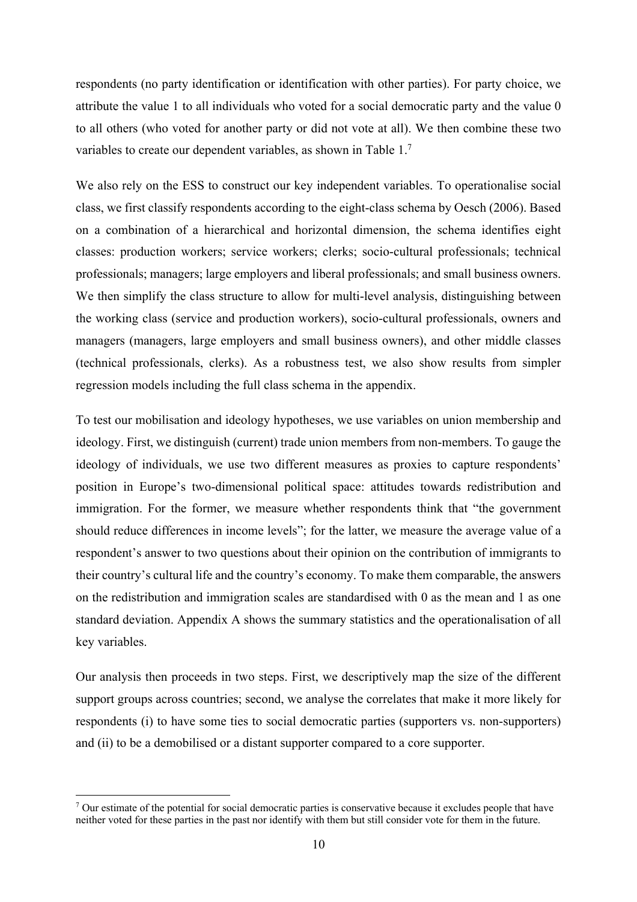respondents (no party identification or identification with other parties). For party choice, we attribute the value 1 to all individuals who voted for a social democratic party and the value 0 to all others (who voted for another party or did not vote at all). We then combine these two variables to create our dependent variables, as shown in Table 1.[7]

We also rely on the ESS to construct our key independent variables. To operationalise social class, we first classify respondents according to the eight-class schema by Oesch (2006). Based on a combination of a hierarchical and horizontal dimension, the schema identifies eight classes: production workers; service workers; clerks; socio-cultural professionals; technical professionals; managers; large employers and liberal professionals; and small business owners. We then simplify the class structure to allow for multi-level analysis, distinguishing between the working class (service and production workers), socio-cultural professionals, owners and managers (managers, large employers and small business owners), and other middle classes (technical professionals, clerks). As a robustness test, we also show results from simpler regression models including the full class schema in the appendix.

To test our mobilisation and ideology hypotheses, we use variables on union membership and ideology. First, we distinguish (current) trade union members from non-members. To gauge the ideology of individuals, we use two different measures as proxies to capture respondents' position in Europe's two-dimensional political space: attitudes towards redistribution and immigration. For the former, we measure whether respondents think that "the government should reduce differences in income levels"; for the latter, we measure the average value of a respondent's answer to two questions about their opinion on the contribution of immigrants to their country's cultural life and the country's economy. To make them comparable, the answers on the redistribution and immigration scales are standardised with 0 as the mean and 1 as one standard deviation. Appendix A shows the summary statistics and the operationalisation of all key variables.

Our analysis then proceeds in two steps. First, we descriptively map the size of the different support groups across countries; second, we analyse the correlates that make it more likely for respondents (i) to have some ties to social democratic parties (supporters vs. non-supporters) and (ii) to be a demobilised or a distant supporter compared to a core supporter.

[7] Our estimate of the potential for social democratic parties is conservative because it excludes people that have neither voted for these parties in the past nor identify with them but still consider vote for them in the future.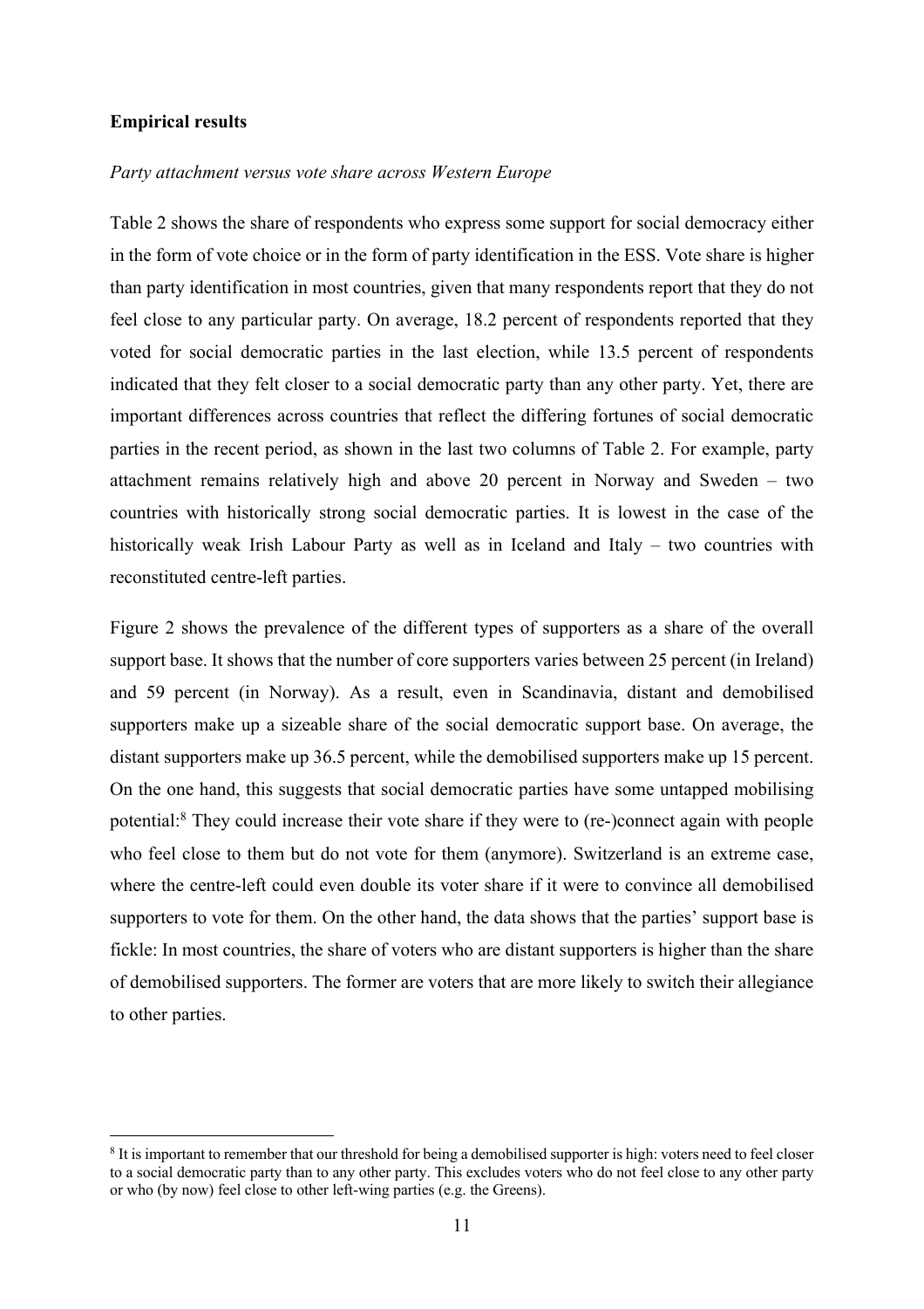**Empirical results**

*Party attachment versus vote share across Western Europe*

Table 2 shows the share of respondents who express some support for social democracy either in the form of vote choice or in the form of party identification in the ESS. Vote share is higher than party identification in most countries, given that many respondents report that they do not feel close to any particular party. On average, 18.2 percent of respondents reported that they voted for social democratic parties in the last election, while 13.5 percent of respondents indicated that they felt closer to a social democratic party than any other party. Yet, there are important differences across countries that reflect the differing fortunes of social democratic parties in the recent period, as shown in the last two columns of Table 2. For example, party attachment remains relatively high and above 20 percent in Norway and Sweden – two countries with historically strong social democratic parties. It is lowest in the case of the historically weak Irish Labour Party as well as in Iceland and Italy – two countries with reconstituted centre-left parties.

Figure 2 shows the prevalence of the different types of supporters as a share of the overall support base. It shows that the number of core supporters varies between 25 percent (in Ireland) and 59 percent (in Norway). As a result, even in Scandinavia, distant and demobilised supporters make up a sizeable share of the social democratic support base. On average, the distant supporters make up 36.5 percent, while the demobilised supporters make up 15 percent. On the one hand, this suggests that social democratic parties have some untapped mobilising potential:[8] They could increase their vote share if they were to (re-)connect again with people who feel close to them but do not vote for them (anymore). Switzerland is an extreme case, where the centre-left could even double its voter share if it were to convince all demobilised supporters to vote for them. On the other hand, the data shows that the parties' support base is fickle: In most countries, the share of voters who are distant supporters is higher than the share of demobilised supporters. The former are voters that are more likely to switch their allegiance to other parties.

[8] It is important to remember that our threshold for being a demobilised supporter is high: voters need to feel closer to a social democratic party than to any other party. This excludes voters who do not feel close to any other party or who (by now) feel close to other left-wing parties (e.g. the Greens).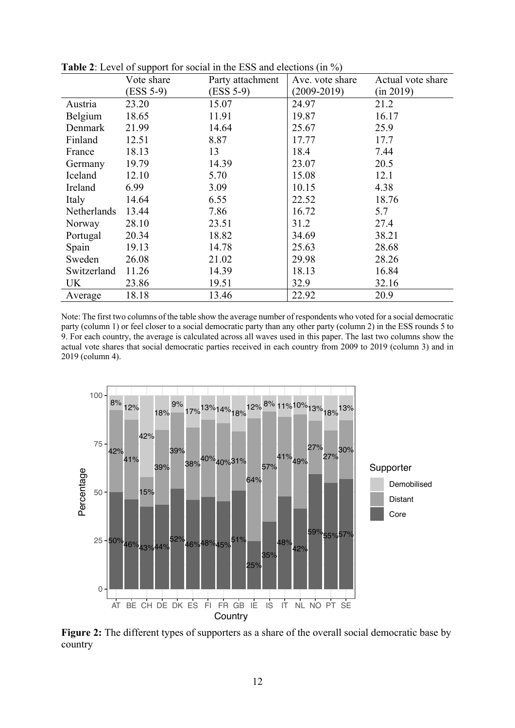**Table 2**: Level of support for social in the ESS and elections (in %)

| | Vote share (ESS 5-9) | Party attachment (ESS 5-9) | Ave. vote share (2009-2019) | Actual vote share (in 2019) |
|---|---|---|---|---|
| Austria | 23.20 | 15.07 | 24.97 | 21.2 |
| Belgium | 18.65 | 11.91 | 19.87 | 16.17 |
| Denmark | 21.99 | 14.64 | 25.67 | 25.9 |
| Finland | 12.51 | 8.87 | 17.77 | 17.7 |
| France | 18.13 | 13 | 18.4 | 7.44 |
| Germany | 19.79 | 14.39 | 23.07 | 20.5 |
| Iceland | 12.10 | 5.70 | 15.08 | 12.1 |
| Ireland | 6.99 | 3.09 | 10.15 | 4.38 |
| Italy | 14.64 | 6.55 | 22.52 | 18.76 |
| Netherlands | 13.44 | 7.86 | 16.72 | 5.7 |
| Norway | 28.10 | 23.51 | 31.2 | 27.4 |
| Portugal | 20.34 | 18.82 | 34.69 | 38.21 |
| Spain | 19.13 | 14.78 | 25.63 | 28.68 |
| Sweden | 26.08 | 21.02 | 29.98 | 28.26 |
| Switzerland | 11.26 | 14.39 | 18.13 | 16.84 |
| UK | 23.86 | 19.51 | 32.9 | 32.16 |
| Average | 18.18 | 13.46 | 22.92 | 20.9 |

Note: The first two columns of the table show the average number of respondents who voted for a social democratic party (column 1) or feel closer to a social democratic party than any other party (column 2) in the ESS rounds 5 to 9. For each country, the average is calculated across all waves used in this paper. The last two columns show the actual vote shares that social democratic parties received in each country from 2009 to 2019 (column 3) and in 2019 (column 4).

| Country | Core | Distant | Demobilised |
|---|---|---|---|
| AT | 50% | 42% | 8% |
| BE | 46% | 41% | 12% |
| CH | 43% | 15% | 42% |
| DE | 44% | 39% | 18% |
| DK | 52% | 39% | 9% |
| ES | 46% | 38% | 17% |
| FI | 48% | 40% | 13% |
| FR | 45% | 40% | 14% |
| GB | 51% | 31% | 18% |
| IE | 25% | 64% | 12% |
| IS | 35% | 57% | 8% |
| IT | 48% | 41% | 11% |
| NL | 42% | 49% | 10% |
| NO | 59% | 27% | 13% |
| PT | 55% | 27% | 18% |
| SE | 57% | 30% | 13% |

**Figure 2:** The different types of supporters as a share of the overall social democratic base by country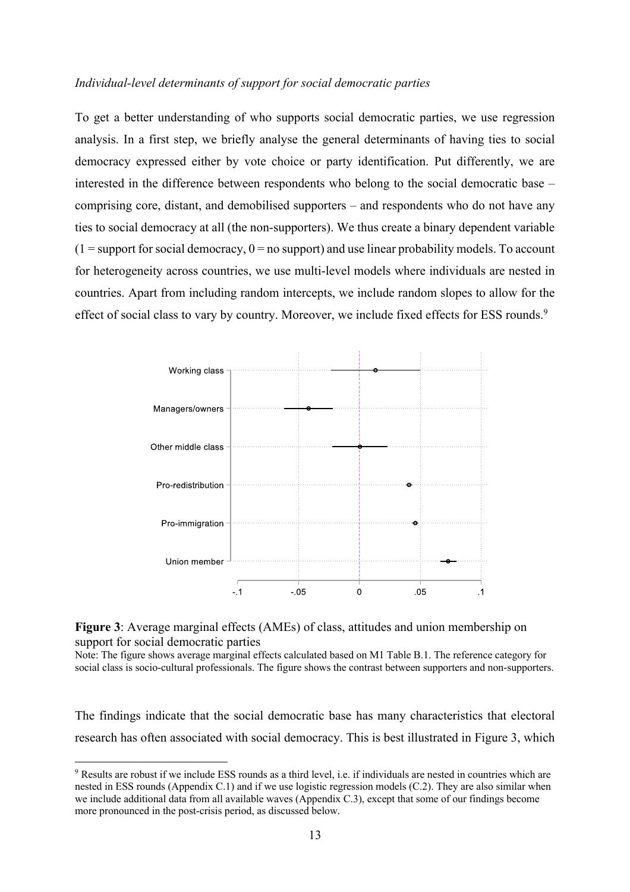*Individual-level determinants of support for social democratic parties*

To get a better understanding of who supports social democratic parties, we use regression analysis. In a first step, we briefly analyse the general determinants of having ties to social democracy expressed either by vote choice or party identification. Put differently, we are interested in the difference between respondents who belong to the social democratic base – comprising core, distant, and demobilised supporters – and respondents who do not have any ties to social democracy at all (the non-supporters). We thus create a binary dependent variable (1 = support for social democracy, 0 = no support) and use linear probability models. To account for heterogeneity across countries, we use multi-level models where individuals are nested in countries. Apart from including random intercepts, we include random slopes to allow for the effect of social class to vary by country. Moreover, we include fixed effects for ESS rounds.[9]

**Figure 3**: Average marginal effects (AMEs) of class, attitudes and union membership on support for social democratic parties

Note: The figure shows average marginal effects calculated based on M1 Table B.1. The reference category for social class is socio-cultural professionals. The figure shows the contrast between supporters and non-supporters.

The findings indicate that the social democratic base has many characteristics that electoral research has often associated with social democracy. This is best illustrated in Figure 3, which

[9] Results are robust if we include ESS rounds as a third level, i.e. if individuals are nested in countries which are nested in ESS rounds (Appendix C.1) and if we use logistic regression models (C.2). They are also similar when we include additional data from all available waves (Appendix C.3), except that some of our findings become more pronounced in the post-crisis period, as discussed below.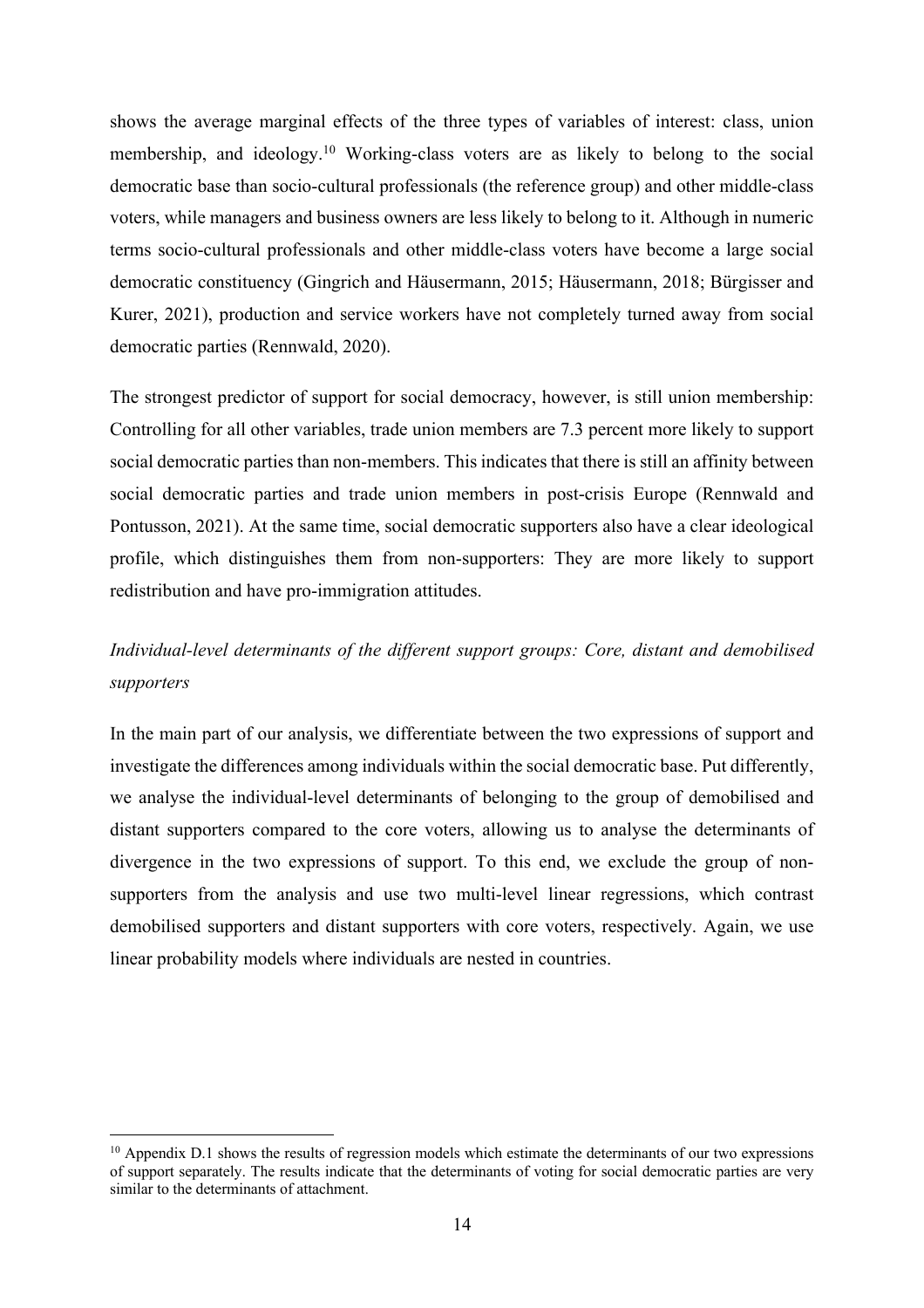shows the average marginal effects of the three types of variables of interest: class, union membership, and ideology.[10] Working-class voters are as likely to belong to the social democratic base than socio-cultural professionals (the reference group) and other middle-class voters, while managers and business owners are less likely to belong to it. Although in numeric terms socio-cultural professionals and other middle-class voters have become a large social democratic constituency (Gingrich and Häusermann, 2015; Häusermann, 2018; Bürgisser and Kurer, 2021), production and service workers have not completely turned away from social democratic parties (Rennwald, 2020).

The strongest predictor of support for social democracy, however, is still union membership: Controlling for all other variables, trade union members are 7.3 percent more likely to support social democratic parties than non-members. This indicates that there is still an affinity between social democratic parties and trade union members in post-crisis Europe (Rennwald and Pontusson, 2021). At the same time, social democratic supporters also have a clear ideological profile, which distinguishes them from non-supporters: They are more likely to support redistribution and have pro-immigration attitudes.

*Individual-level determinants of the different support groups: Core, distant and demobilised supporters*

In the main part of our analysis, we differentiate between the two expressions of support and investigate the differences among individuals within the social democratic base. Put differently, we analyse the individual-level determinants of belonging to the group of demobilised and distant supporters compared to the core voters, allowing us to analyse the determinants of divergence in the two expressions of support. To this end, we exclude the group of non-supporters from the analysis and use two multi-level linear regressions, which contrast demobilised supporters and distant supporters with core voters, respectively. Again, we use linear probability models where individuals are nested in countries.

[10] Appendix D.1 shows the results of regression models which estimate the determinants of our two expressions of support separately. The results indicate that the determinants of voting for social democratic parties are very similar to the determinants of attachment.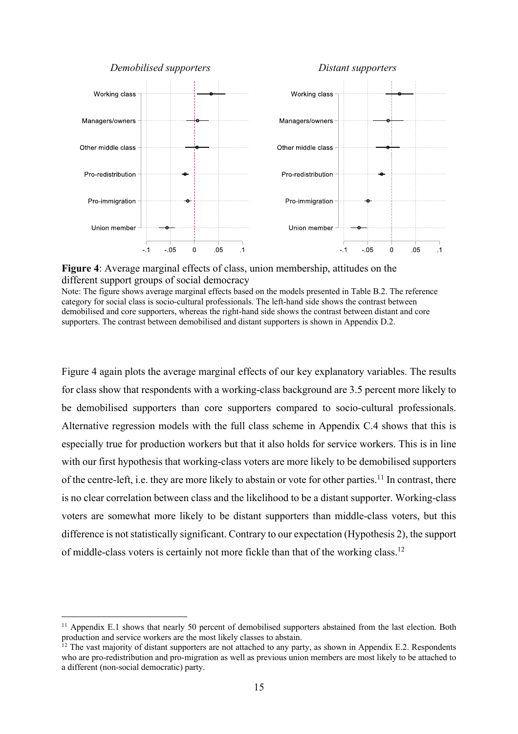**Figure 4**: Average marginal effects of class, union membership, attitudes on the different support groups of social democracy

Note: The figure shows average marginal effects based on the models presented in Table B.2. The reference category for social class is socio-cultural professionals. The left-hand side shows the contrast between demobilised and core supporters, whereas the right-hand side shows the contrast between distant and core supporters. The contrast between demobilised and distant supporters is shown in Appendix D.2.

Figure 4 again plots the average marginal effects of our key explanatory variables. The results for class show that respondents with a working-class background are 3.5 percent more likely to be demobilised supporters than core supporters compared to socio-cultural professionals. Alternative regression models with the full class scheme in Appendix C.4 shows that this is especially true for production workers but that it also holds for service workers. This is in line with our first hypothesis that working-class voters are more likely to be demobilised supporters of the centre-left, i.e. they are more likely to abstain or vote for other parties.[11] In contrast, there is no clear correlation between class and the likelihood to be a distant supporter. Working-class voters are somewhat more likely to be distant supporters than middle-class voters, but this difference is not statistically significant. Contrary to our expectation (Hypothesis 2), the support of middle-class voters is certainly not more fickle than that of the working class.[12]

[11] Appendix E.1 shows that nearly 50 percent of demobilised supporters abstained from the last election. Both production and service workers are the most likely classes to abstain.

[12] The vast majority of distant supporters are not attached to any party, as shown in Appendix E.2. Respondents who are pro-redistribution and pro-migration as well as previous union members are most likely to be attached to a different (non-social democratic) party.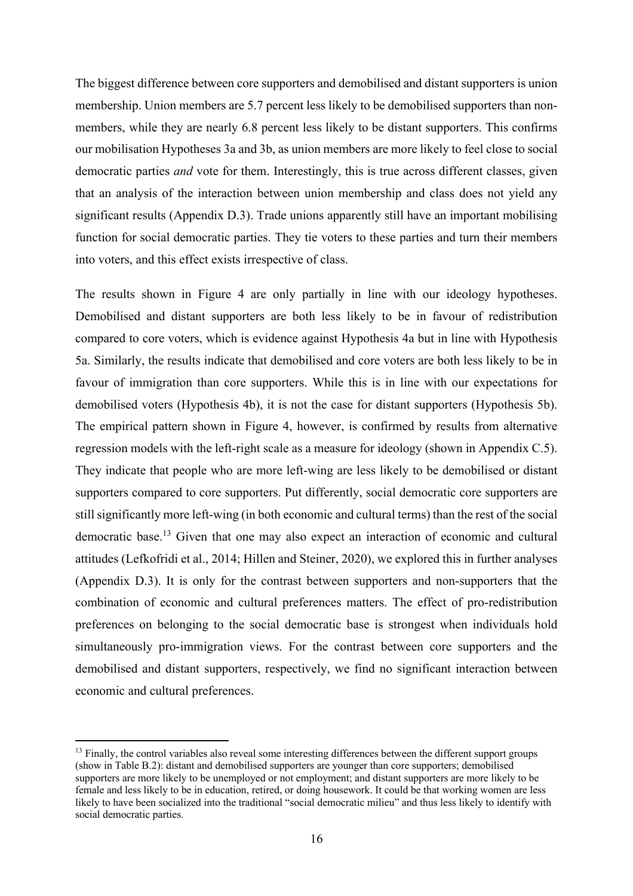The biggest difference between core supporters and demobilised and distant supporters is union membership. Union members are 5.7 percent less likely to be demobilised supporters than non-members, while they are nearly 6.8 percent less likely to be distant supporters. This confirms our mobilisation Hypotheses 3a and 3b, as union members are more likely to feel close to social democratic parties *and* vote for them. Interestingly, this is true across different classes, given that an analysis of the interaction between union membership and class does not yield any significant results (Appendix D.3). Trade unions apparently still have an important mobilising function for social democratic parties. They tie voters to these parties and turn their members into voters, and this effect exists irrespective of class.

The results shown in Figure 4 are only partially in line with our ideology hypotheses. Demobilised and distant supporters are both less likely to be in favour of redistribution compared to core voters, which is evidence against Hypothesis 4a but in line with Hypothesis 5a. Similarly, the results indicate that demobilised and core voters are both less likely to be in favour of immigration than core supporters. While this is in line with our expectations for demobilised voters (Hypothesis 4b), it is not the case for distant supporters (Hypothesis 5b). The empirical pattern shown in Figure 4, however, is confirmed by results from alternative regression models with the left-right scale as a measure for ideology (shown in Appendix C.5). They indicate that people who are more left-wing are less likely to be demobilised or distant supporters compared to core supporters. Put differently, social democratic core supporters are still significantly more left-wing (in both economic and cultural terms) than the rest of the social democratic base.[13] Given that one may also expect an interaction of economic and cultural attitudes (Lefkofridi et al., 2014; Hillen and Steiner, 2020), we explored this in further analyses (Appendix D.3). It is only for the contrast between supporters and non-supporters that the combination of economic and cultural preferences matters. The effect of pro-redistribution preferences on belonging to the social democratic base is strongest when individuals hold simultaneously pro-immigration views. For the contrast between core supporters and the demobilised and distant supporters, respectively, we find no significant interaction between economic and cultural preferences.

[13] Finally, the control variables also reveal some interesting differences between the different support groups (show in Table B.2): distant and demobilised supporters are younger than core supporters; demobilised supporters are more likely to be unemployed or not employment; and distant supporters are more likely to be female and less likely to be in education, retired, or doing housework. It could be that working women are less likely to have been socialized into the traditional "social democratic milieu" and thus less likely to identify with social democratic parties.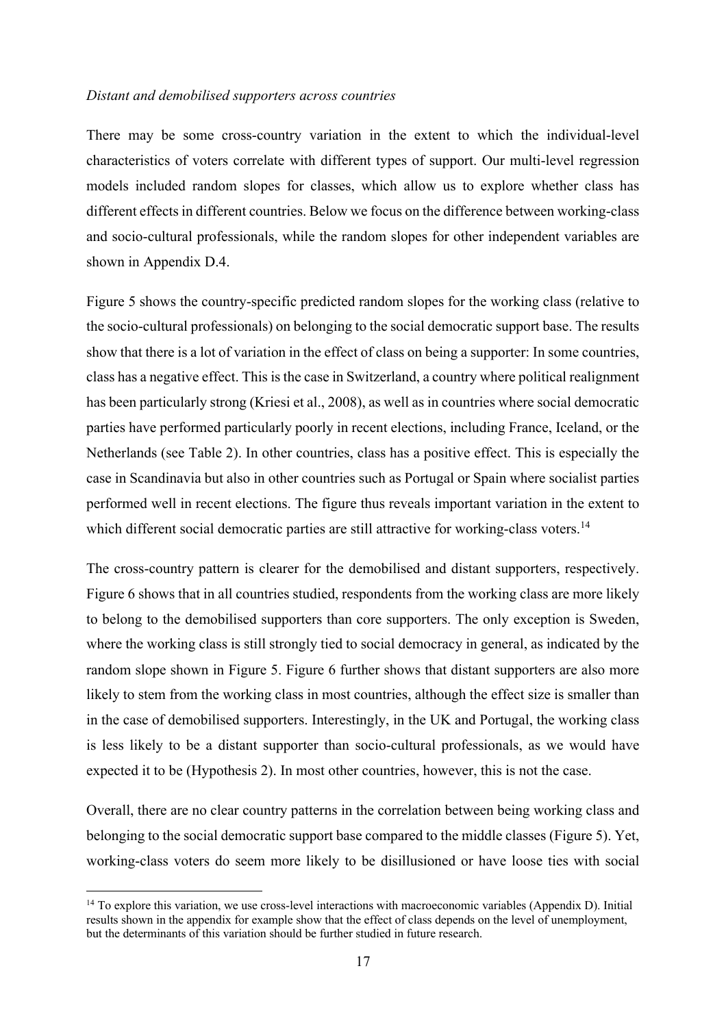*Distant and demobilised supporters across countries*

There may be some cross-country variation in the extent to which the individual-level characteristics of voters correlate with different types of support. Our multi-level regression models included random slopes for classes, which allow us to explore whether class has different effects in different countries. Below we focus on the difference between working-class and socio-cultural professionals, while the random slopes for other independent variables are shown in Appendix D.4.

Figure 5 shows the country-specific predicted random slopes for the working class (relative to the socio-cultural professionals) on belonging to the social democratic support base. The results show that there is a lot of variation in the effect of class on being a supporter: In some countries, class has a negative effect. This is the case in Switzerland, a country where political realignment has been particularly strong (Kriesi et al., 2008), as well as in countries where social democratic parties have performed particularly poorly in recent elections, including France, Iceland, or the Netherlands (see Table 2). In other countries, class has a positive effect. This is especially the case in Scandinavia but also in other countries such as Portugal or Spain where socialist parties performed well in recent elections. The figure thus reveals important variation in the extent to which different social democratic parties are still attractive for working-class voters.[14]

The cross-country pattern is clearer for the demobilised and distant supporters, respectively. Figure 6 shows that in all countries studied, respondents from the working class are more likely to belong to the demobilised supporters than core supporters. The only exception is Sweden, where the working class is still strongly tied to social democracy in general, as indicated by the random slope shown in Figure 5. Figure 6 further shows that distant supporters are also more likely to stem from the working class in most countries, although the effect size is smaller than in the case of demobilised supporters. Interestingly, in the UK and Portugal, the working class is less likely to be a distant supporter than socio-cultural professionals, as we would have expected it to be (Hypothesis 2). In most other countries, however, this is not the case.

Overall, there are no clear country patterns in the correlation between being working class and belonging to the social democratic support base compared to the middle classes (Figure 5). Yet, working-class voters do seem more likely to be disillusioned or have loose ties with social

[14] To explore this variation, we use cross-level interactions with macroeconomic variables (Appendix D). Initial results shown in the appendix for example show that the effect of class depends on the level of unemployment, but the determinants of this variation should be further studied in future research.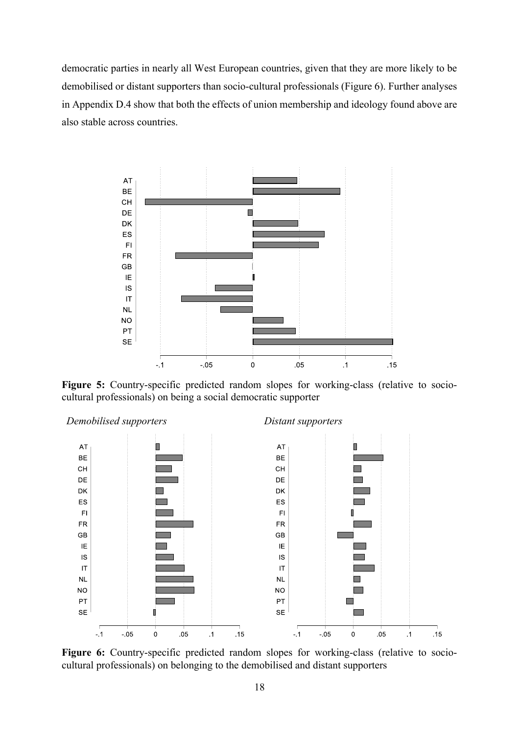democratic parties in nearly all West European countries, given that they are more likely to be demobilised or distant supporters than socio-cultural professionals (Figure 6). Further analyses in Appendix D.4 show that both the effects of union membership and ideology found above are also stable across countries.

**Figure 5:** Country-specific predicted random slopes for working-class (relative to socio-cultural professionals) on being a social democratic supporter

**Figure 6:** Country-specific predicted random slopes for working-class (relative to socio-cultural professionals) on belonging to the demobilised and distant supporters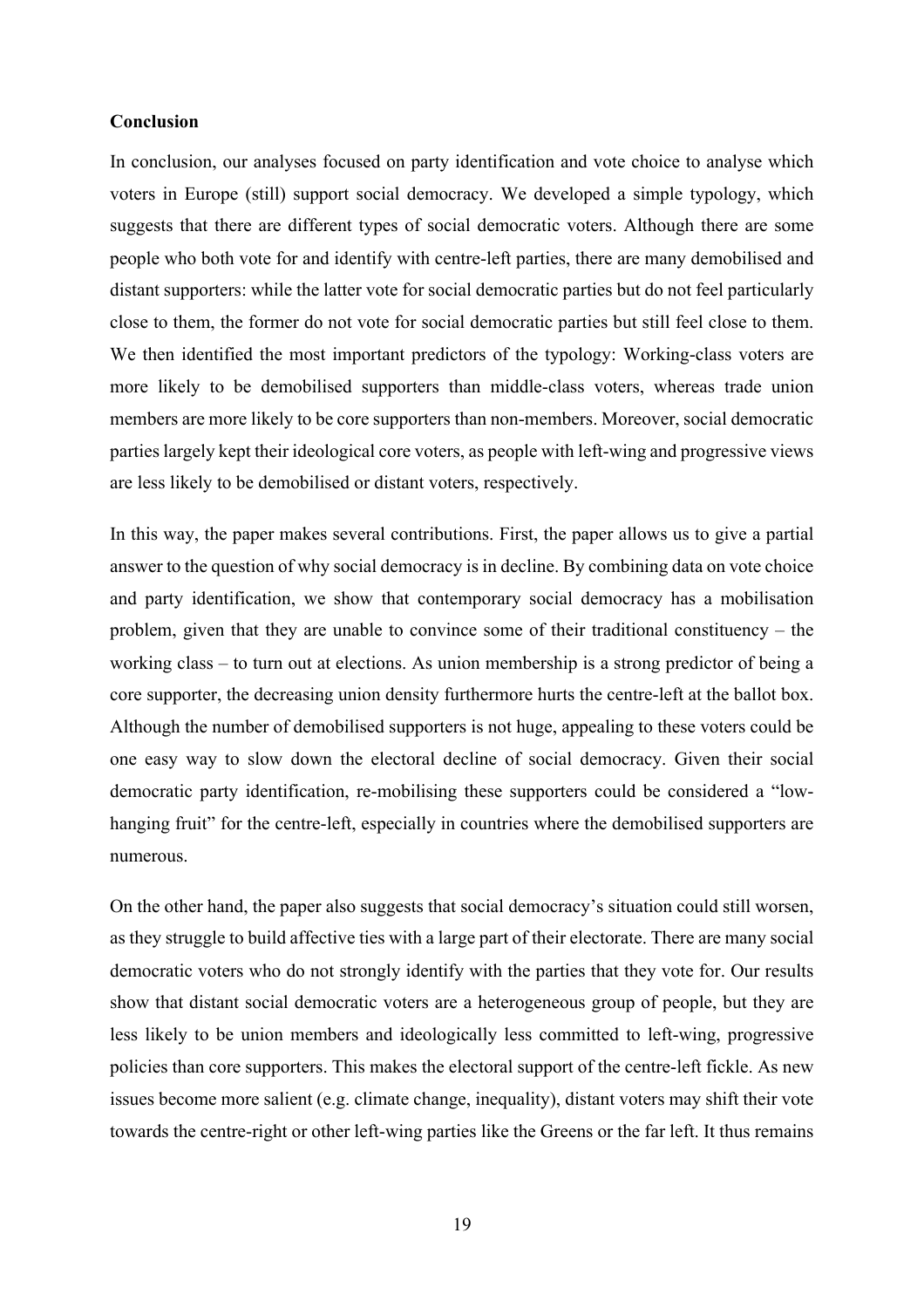**Conclusion**

In conclusion, our analyses focused on party identification and vote choice to analyse which voters in Europe (still) support social democracy. We developed a simple typology, which suggests that there are different types of social democratic voters. Although there are some people who both vote for and identify with centre-left parties, there are many demobilised and distant supporters: while the latter vote for social democratic parties but do not feel particularly close to them, the former do not vote for social democratic parties but still feel close to them. We then identified the most important predictors of the typology: Working-class voters are more likely to be demobilised supporters than middle-class voters, whereas trade union members are more likely to be core supporters than non-members. Moreover, social democratic parties largely kept their ideological core voters, as people with left-wing and progressive views are less likely to be demobilised or distant voters, respectively.

In this way, the paper makes several contributions. First, the paper allows us to give a partial answer to the question of why social democracy is in decline. By combining data on vote choice and party identification, we show that contemporary social democracy has a mobilisation problem, given that they are unable to convince some of their traditional constituency – the working class – to turn out at elections. As union membership is a strong predictor of being a core supporter, the decreasing union density furthermore hurts the centre-left at the ballot box. Although the number of demobilised supporters is not huge, appealing to these voters could be one easy way to slow down the electoral decline of social democracy. Given their social democratic party identification, re-mobilising these supporters could be considered a "low-hanging fruit" for the centre-left, especially in countries where the demobilised supporters are numerous.

On the other hand, the paper also suggests that social democracy's situation could still worsen, as they struggle to build affective ties with a large part of their electorate. There are many social democratic voters who do not strongly identify with the parties that they vote for. Our results show that distant social democratic voters are a heterogeneous group of people, but they are less likely to be union members and ideologically less committed to left-wing, progressive policies than core supporters. This makes the electoral support of the centre-left fickle. As new issues become more salient (e.g. climate change, inequality), distant voters may shift their vote towards the centre-right or other left-wing parties like the Greens or the far left. It thus remains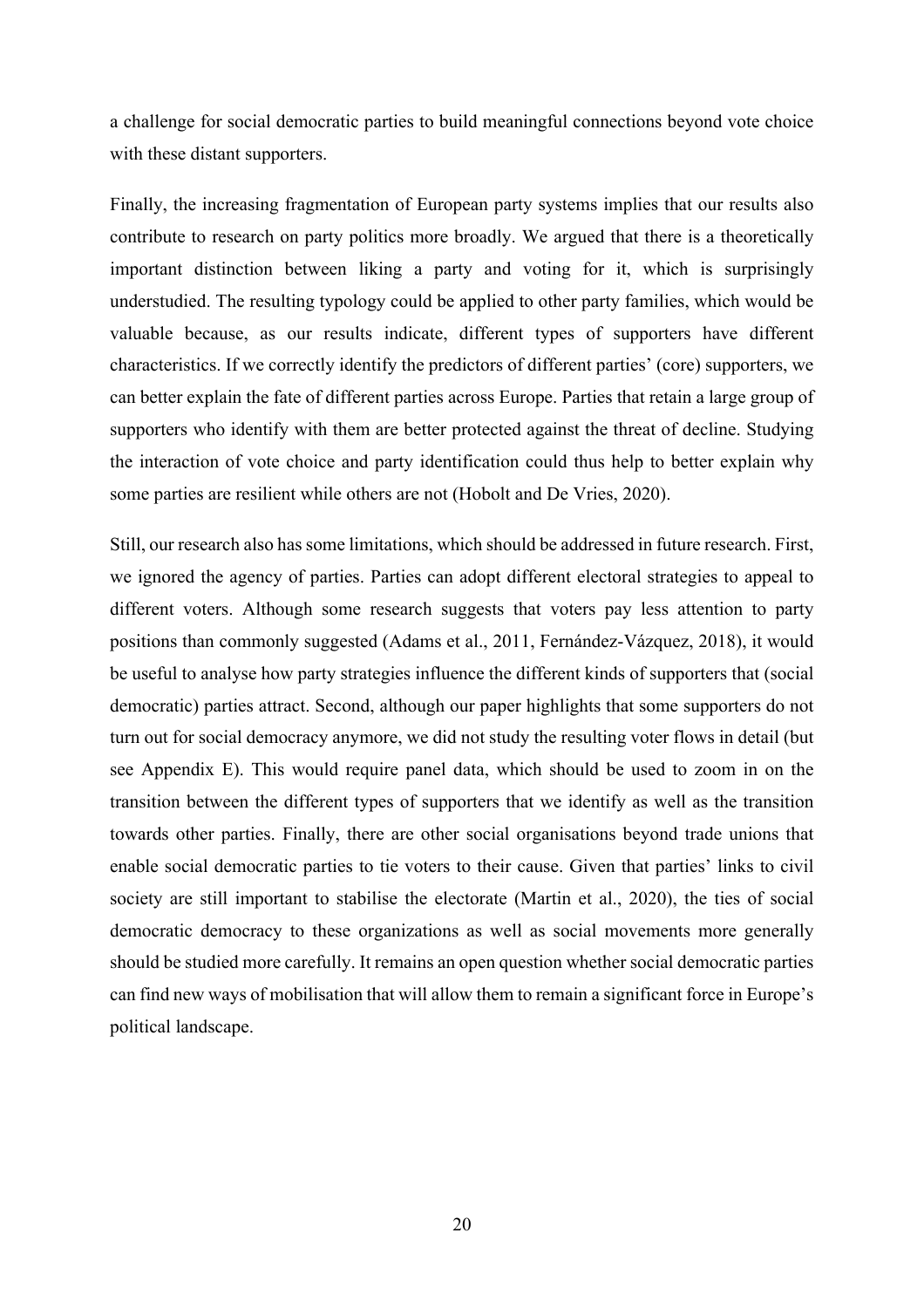a challenge for social democratic parties to build meaningful connections beyond vote choice with these distant supporters.

Finally, the increasing fragmentation of European party systems implies that our results also contribute to research on party politics more broadly. We argued that there is a theoretically important distinction between liking a party and voting for it, which is surprisingly understudied. The resulting typology could be applied to other party families, which would be valuable because, as our results indicate, different types of supporters have different characteristics. If we correctly identify the predictors of different parties' (core) supporters, we can better explain the fate of different parties across Europe. Parties that retain a large group of supporters who identify with them are better protected against the threat of decline. Studying the interaction of vote choice and party identification could thus help to better explain why some parties are resilient while others are not (Hobolt and De Vries, 2020).

Still, our research also has some limitations, which should be addressed in future research. First, we ignored the agency of parties. Parties can adopt different electoral strategies to appeal to different voters. Although some research suggests that voters pay less attention to party positions than commonly suggested (Adams et al., 2011, Fernández-Vázquez, 2018), it would be useful to analyse how party strategies influence the different kinds of supporters that (social democratic) parties attract. Second, although our paper highlights that some supporters do not turn out for social democracy anymore, we did not study the resulting voter flows in detail (but see Appendix E). This would require panel data, which should be used to zoom in on the transition between the different types of supporters that we identify as well as the transition towards other parties. Finally, there are other social organisations beyond trade unions that enable social democratic parties to tie voters to their cause. Given that parties' links to civil society are still important to stabilise the electorate (Martin et al., 2020), the ties of social democratic democracy to these organizations as well as social movements more generally should be studied more carefully. It remains an open question whether social democratic parties can find new ways of mobilisation that will allow them to remain a significant force in Europe's political landscape.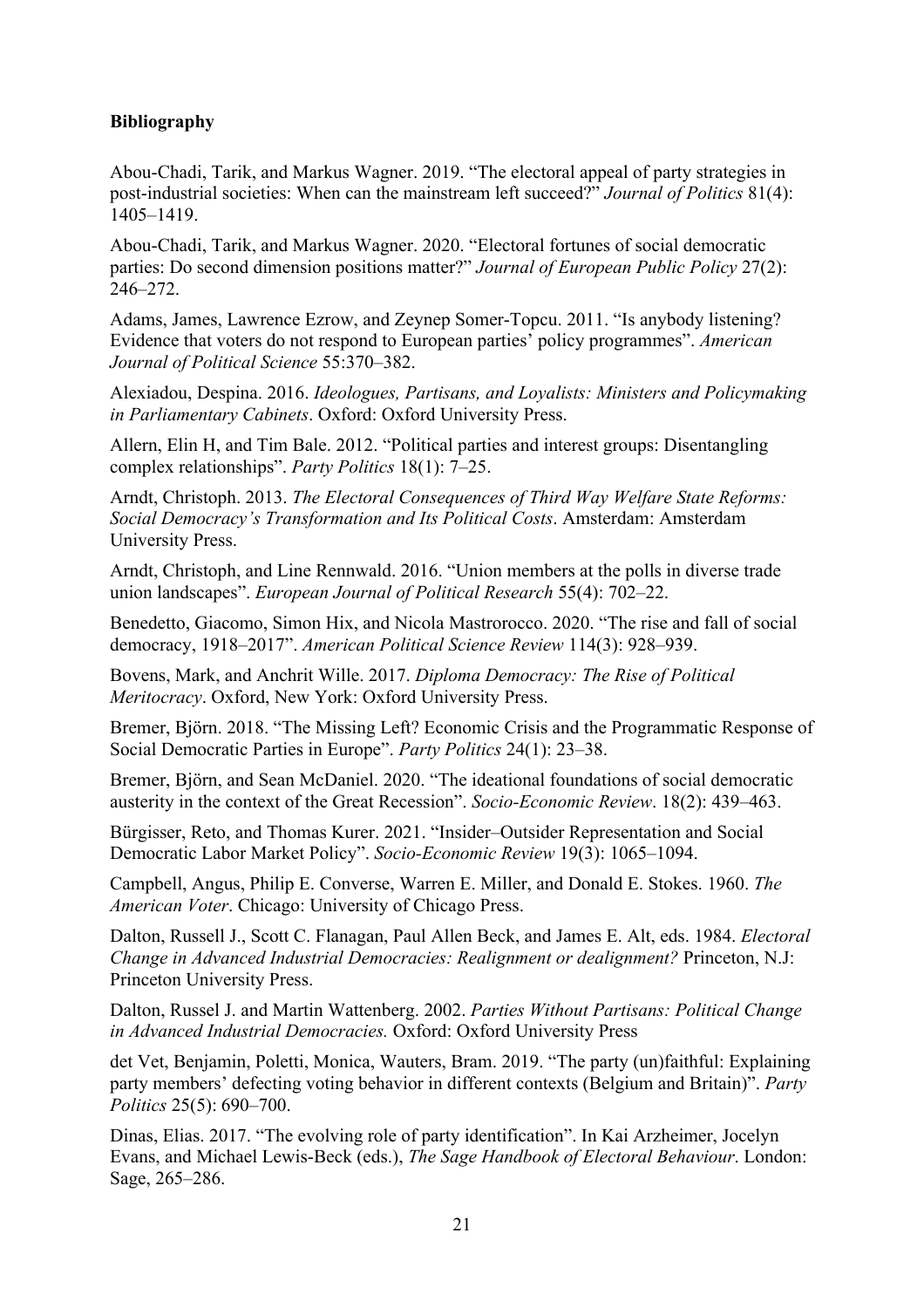**Bibliography**

Abou-Chadi, Tarik, and Markus Wagner. 2019. "The electoral appeal of party strategies in post-industrial societies: When can the mainstream left succeed?" *Journal of Politics* 81(4): 1405–1419.

Abou-Chadi, Tarik, and Markus Wagner. 2020. "Electoral fortunes of social democratic parties: Do second dimension positions matter?" *Journal of European Public Policy* 27(2): 246–272.

Adams, James, Lawrence Ezrow, and Zeynep Somer-Topcu. 2011. "Is anybody listening? Evidence that voters do not respond to European parties' policy programmes". *American Journal of Political Science* 55:370–382.

Alexiadou, Despina. 2016. *Ideologues, Partisans, and Loyalists: Ministers and Policymaking in Parliamentary Cabinets*. Oxford: Oxford University Press.

Allern, Elin H, and Tim Bale. 2012. "Political parties and interest groups: Disentangling complex relationships". *Party Politics* 18(1): 7–25.

Arndt, Christoph. 2013. *The Electoral Consequences of Third Way Welfare State Reforms: Social Democracy's Transformation and Its Political Costs*. Amsterdam: Amsterdam University Press.

Arndt, Christoph, and Line Rennwald. 2016. "Union members at the polls in diverse trade union landscapes". *European Journal of Political Research* 55(4): 702–22.

Benedetto, Giacomo, Simon Hix, and Nicola Mastrorocco. 2020. "The rise and fall of social democracy, 1918–2017". *American Political Science Review* 114(3): 928–939.

Bovens, Mark, and Anchrit Wille. 2017. *Diploma Democracy: The Rise of Political Meritocracy*. Oxford, New York: Oxford University Press.

Bremer, Björn. 2018. "The Missing Left? Economic Crisis and the Programmatic Response of Social Democratic Parties in Europe". *Party Politics* 24(1): 23–38.

Bremer, Björn, and Sean McDaniel. 2020. "The ideational foundations of social democratic austerity in the context of the Great Recession". *Socio-Economic Review*. 18(2): 439–463.

Bürgisser, Reto, and Thomas Kurer. 2021. "Insider–Outsider Representation and Social Democratic Labor Market Policy". *Socio-Economic Review* 19(3): 1065–1094.

Campbell, Angus, Philip E. Converse, Warren E. Miller, and Donald E. Stokes. 1960. *The American Voter*. Chicago: University of Chicago Press.

Dalton, Russell J., Scott C. Flanagan, Paul Allen Beck, and James E. Alt, eds. 1984. *Electoral Change in Advanced Industrial Democracies: Realignment or dealignment?* Princeton, N.J: Princeton University Press.

Dalton, Russel J. and Martin Wattenberg. 2002. *Parties Without Partisans: Political Change in Advanced Industrial Democracies.* Oxford: Oxford University Press

det Vet, Benjamin, Poletti, Monica, Wauters, Bram. 2019. "The party (un)faithful: Explaining party members' defecting voting behavior in different contexts (Belgium and Britain)". *Party Politics* 25(5): 690–700.

Dinas, Elias. 2017. "The evolving role of party identification". In Kai Arzheimer, Jocelyn Evans, and Michael Lewis-Beck (eds.), *The Sage Handbook of Electoral Behaviour*. London: Sage, 265–286.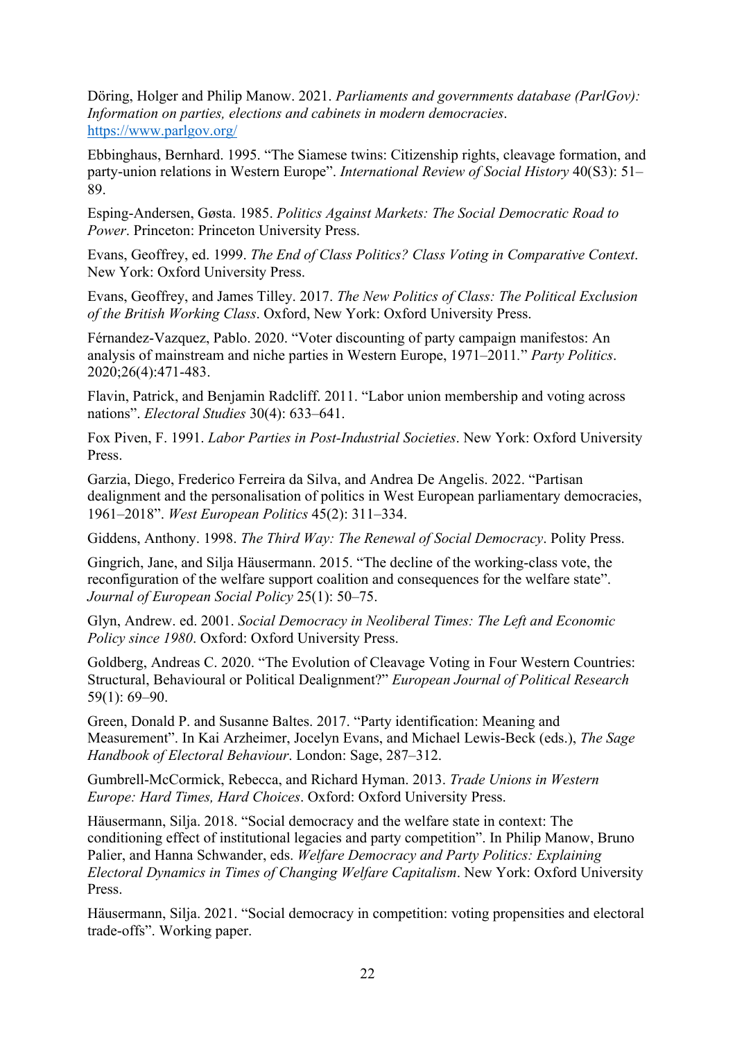Döring, Holger and Philip Manow. 2021. *Parliaments and governments database (ParlGov): Information on parties, elections and cabinets in modern democracies*. https://www.parlgov.org/

Ebbinghaus, Bernhard. 1995. "The Siamese twins: Citizenship rights, cleavage formation, and party-union relations in Western Europe". *International Review of Social History* 40(S3): 51–89.

Esping-Andersen, Gøsta. 1985. *Politics Against Markets: The Social Democratic Road to Power*. Princeton: Princeton University Press.

Evans, Geoffrey, ed. 1999. *The End of Class Politics? Class Voting in Comparative Context*. New York: Oxford University Press.

Evans, Geoffrey, and James Tilley. 2017. *The New Politics of Class: The Political Exclusion of the British Working Class*. Oxford, New York: Oxford University Press.

Férnandez-Vazquez, Pablo. 2020. "Voter discounting of party campaign manifestos: An analysis of mainstream and niche parties in Western Europe, 1971–2011." *Party Politics*. 2020;26(4):471-483.

Flavin, Patrick, and Benjamin Radcliff. 2011. "Labor union membership and voting across nations". *Electoral Studies* 30(4): 633–641.

Fox Piven, F. 1991. *Labor Parties in Post-Industrial Societies*. New York: Oxford University Press.

Garzia, Diego, Frederico Ferreira da Silva, and Andrea De Angelis. 2022. "Partisan dealignment and the personalisation of politics in West European parliamentary democracies, 1961–2018". *West European Politics* 45(2): 311–334.

Giddens, Anthony. 1998. *The Third Way: The Renewal of Social Democracy*. Polity Press.

Gingrich, Jane, and Silja Häusermann. 2015. "The decline of the working-class vote, the reconfiguration of the welfare support coalition and consequences for the welfare state". *Journal of European Social Policy* 25(1): 50–75.

Glyn, Andrew. ed. 2001. *Social Democracy in Neoliberal Times: The Left and Economic Policy since 1980*. Oxford: Oxford University Press.

Goldberg, Andreas C. 2020. "The Evolution of Cleavage Voting in Four Western Countries: Structural, Behavioural or Political Dealignment?" *European Journal of Political Research* 59(1): 69–90.

Green, Donald P. and Susanne Baltes. 2017. "Party identification: Meaning and Measurement". In Kai Arzheimer, Jocelyn Evans, and Michael Lewis-Beck (eds.), *The Sage Handbook of Electoral Behaviour*. London: Sage, 287–312.

Gumbrell-McCormick, Rebecca, and Richard Hyman. 2013. *Trade Unions in Western Europe: Hard Times, Hard Choices*. Oxford: Oxford University Press.

Häusermann, Silja. 2018. "Social democracy and the welfare state in context: The conditioning effect of institutional legacies and party competition". In Philip Manow, Bruno Palier, and Hanna Schwander, eds. *Welfare Democracy and Party Politics: Explaining Electoral Dynamics in Times of Changing Welfare Capitalism*. New York: Oxford University Press.

Häusermann, Silja. 2021. "Social democracy in competition: voting propensities and electoral trade-offs". Working paper.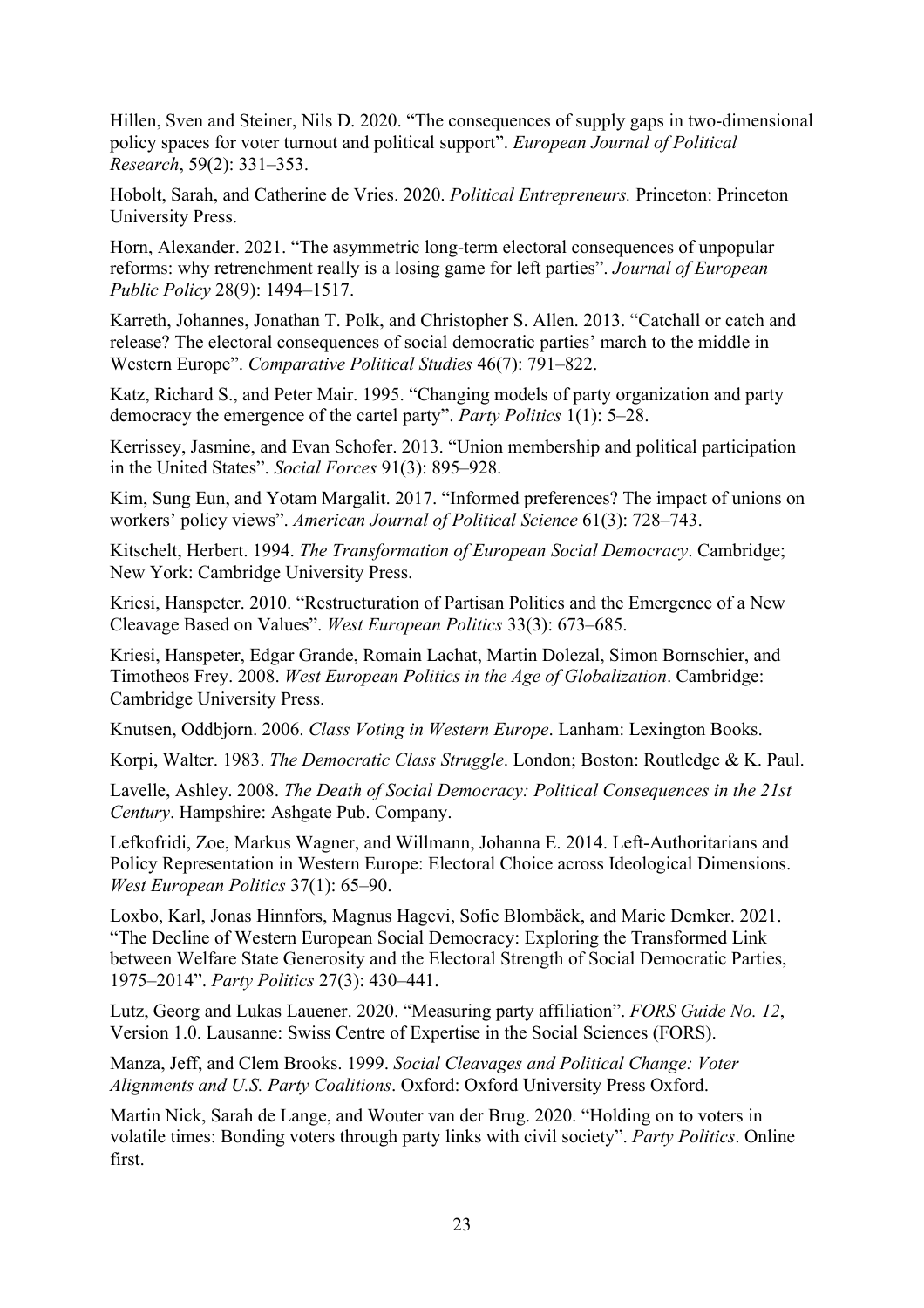Hillen, Sven and Steiner, Nils D. 2020. "The consequences of supply gaps in two-dimensional policy spaces for voter turnout and political support". *European Journal of Political Research*, 59(2): 331–353.

Hobolt, Sarah, and Catherine de Vries. 2020. *Political Entrepreneurs.* Princeton: Princeton University Press.

Horn, Alexander. 2021. "The asymmetric long-term electoral consequences of unpopular reforms: why retrenchment really is a losing game for left parties". *Journal of European Public Policy* 28(9): 1494–1517.

Karreth, Johannes, Jonathan T. Polk, and Christopher S. Allen. 2013. "Catchall or catch and release? The electoral consequences of social democratic parties' march to the middle in Western Europe". *Comparative Political Studies* 46(7): 791–822.

Katz, Richard S., and Peter Mair. 1995. "Changing models of party organization and party democracy the emergence of the cartel party". *Party Politics* 1(1): 5–28.

Kerrissey, Jasmine, and Evan Schofer. 2013. "Union membership and political participation in the United States". *Social Forces* 91(3): 895–928.

Kim, Sung Eun, and Yotam Margalit. 2017. "Informed preferences? The impact of unions on workers' policy views". *American Journal of Political Science* 61(3): 728–743.

Kitschelt, Herbert. 1994. *The Transformation of European Social Democracy*. Cambridge; New York: Cambridge University Press.

Kriesi, Hanspeter. 2010. "Restructuration of Partisan Politics and the Emergence of a New Cleavage Based on Values". *West European Politics* 33(3): 673–685.

Kriesi, Hanspeter, Edgar Grande, Romain Lachat, Martin Dolezal, Simon Bornschier, and Timotheos Frey. 2008. *West European Politics in the Age of Globalization*. Cambridge: Cambridge University Press.

Knutsen, Oddbjorn. 2006. *Class Voting in Western Europe*. Lanham: Lexington Books.

Korpi, Walter. 1983. *The Democratic Class Struggle*. London; Boston: Routledge & K. Paul.

Lavelle, Ashley. 2008. *The Death of Social Democracy: Political Consequences in the 21st Century*. Hampshire: Ashgate Pub. Company.

Lefkofridi, Zoe, Markus Wagner, and Willmann, Johanna E. 2014. Left-Authoritarians and Policy Representation in Western Europe: Electoral Choice across Ideological Dimensions. *West European Politics* 37(1): 65–90.

Loxbo, Karl, Jonas Hinnfors, Magnus Hagevi, Sofie Blombäck, and Marie Demker. 2021. "The Decline of Western European Social Democracy: Exploring the Transformed Link between Welfare State Generosity and the Electoral Strength of Social Democratic Parties, 1975–2014". *Party Politics* 27(3): 430–441.

Lutz, Georg and Lukas Lauener. 2020. "Measuring party affiliation". *FORS Guide No. 12*, Version 1.0. Lausanne: Swiss Centre of Expertise in the Social Sciences (FORS).

Manza, Jeff, and Clem Brooks. 1999. *Social Cleavages and Political Change: Voter Alignments and U.S. Party Coalitions*. Oxford: Oxford University Press Oxford.

Martin Nick, Sarah de Lange, and Wouter van der Brug. 2020. "Holding on to voters in volatile times: Bonding voters through party links with civil society". *Party Politics*. Online first.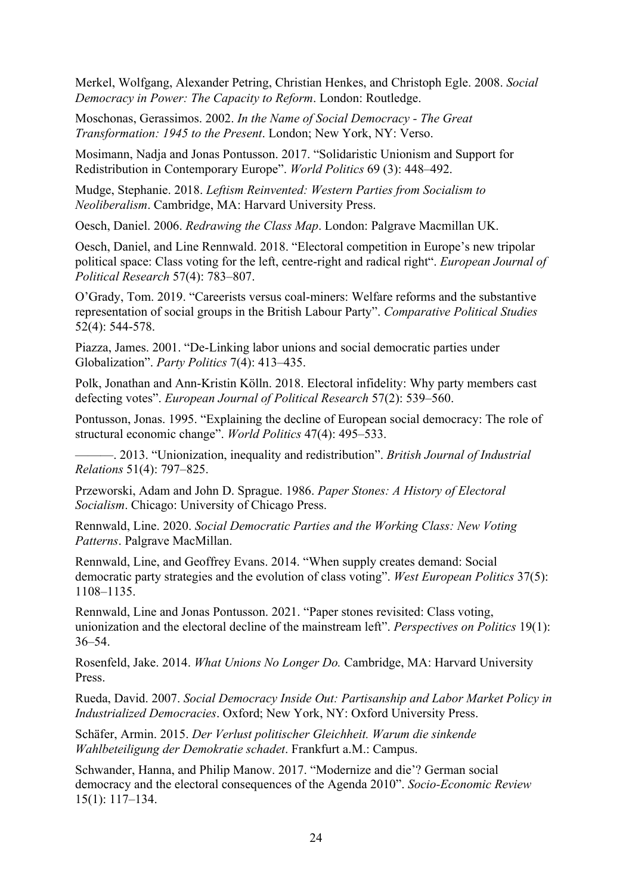Merkel, Wolfgang, Alexander Petring, Christian Henkes, and Christoph Egle. 2008. *Social Democracy in Power: The Capacity to Reform*. London: Routledge.

Moschonas, Gerassimos. 2002. *In the Name of Social Democracy - The Great Transformation: 1945 to the Present*. London; New York, NY: Verso.

Mosimann, Nadja and Jonas Pontusson. 2017. "Solidaristic Unionism and Support for Redistribution in Contemporary Europe". *World Politics* 69 (3): 448–492.

Mudge, Stephanie. 2018. *Leftism Reinvented: Western Parties from Socialism to Neoliberalism*. Cambridge, MA: Harvard University Press.

Oesch, Daniel. 2006. *Redrawing the Class Map*. London: Palgrave Macmillan UK.

Oesch, Daniel, and Line Rennwald. 2018. "Electoral competition in Europe's new tripolar political space: Class voting for the left, centre-right and radical right". *European Journal of Political Research* 57(4): 783–807.

O'Grady, Tom. 2019. "Careerists versus coal-miners: Welfare reforms and the substantive representation of social groups in the British Labour Party". *Comparative Political Studies* 52(4): 544-578.

Piazza, James. 2001. "De-Linking labor unions and social democratic parties under Globalization". *Party Politics* 7(4): 413–435.

Polk, Jonathan and Ann-Kristin Kölln. 2018. Electoral infidelity: Why party members cast defecting votes". *European Journal of Political Research* 57(2): 539–560.

Pontusson, Jonas. 1995. "Explaining the decline of European social democracy: The role of structural economic change". *World Politics* 47(4): 495–533.

———. 2013. "Unionization, inequality and redistribution". *British Journal of Industrial Relations* 51(4): 797–825.

Przeworski, Adam and John D. Sprague. 1986. *Paper Stones: A History of Electoral Socialism*. Chicago: University of Chicago Press.

Rennwald, Line. 2020. *Social Democratic Parties and the Working Class: New Voting Patterns*. Palgrave MacMillan.

Rennwald, Line, and Geoffrey Evans. 2014. "When supply creates demand: Social democratic party strategies and the evolution of class voting". *West European Politics* 37(5): 1108–1135.

Rennwald, Line and Jonas Pontusson. 2021. "Paper stones revisited: Class voting, unionization and the electoral decline of the mainstream left". *Perspectives on Politics* 19(1): 36–54.

Rosenfeld, Jake. 2014. *What Unions No Longer Do.* Cambridge, MA: Harvard University Press.

Rueda, David. 2007. *Social Democracy Inside Out: Partisanship and Labor Market Policy in Industrialized Democracies*. Oxford; New York, NY: Oxford University Press.

Schäfer, Armin. 2015. *Der Verlust politischer Gleichheit. Warum die sinkende Wahlbeteiligung der Demokratie schadet*. Frankfurt a.M.: Campus.

Schwander, Hanna, and Philip Manow. 2017. "Modernize and die'? German social democracy and the electoral consequences of the Agenda 2010". *Socio-Economic Review* 15(1): 117–134.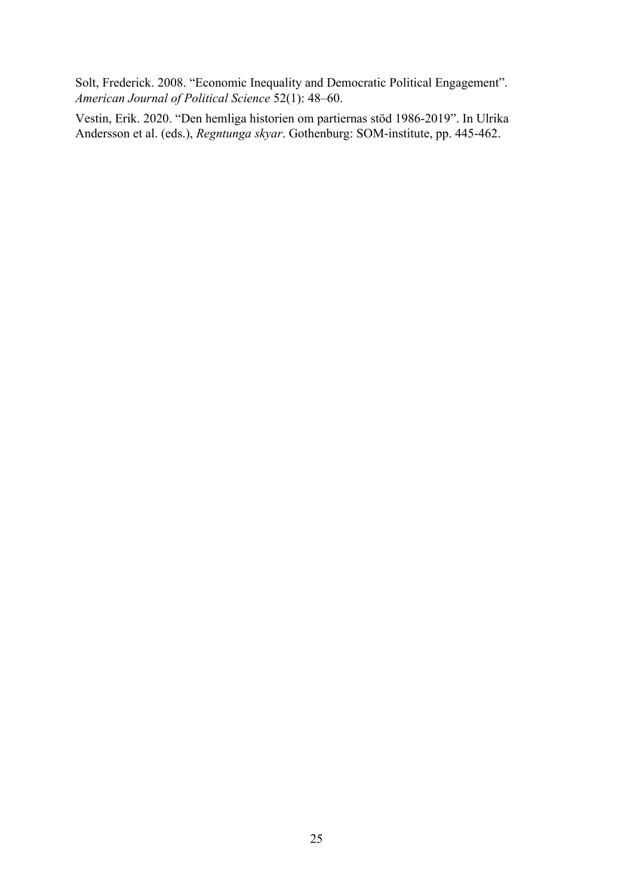Solt, Frederick. 2008. “Economic Inequality and Democratic Political Engagement”. *American Journal of Political Science* 52(1): 48–60.

Vestin, Erik. 2020. “Den hemliga historien om partiernas stöd 1986-2019”. In Ulrika Andersson et al. (eds.), *Regntunga skyar*. Gothenburg: SOM-institute, pp. 445-462.